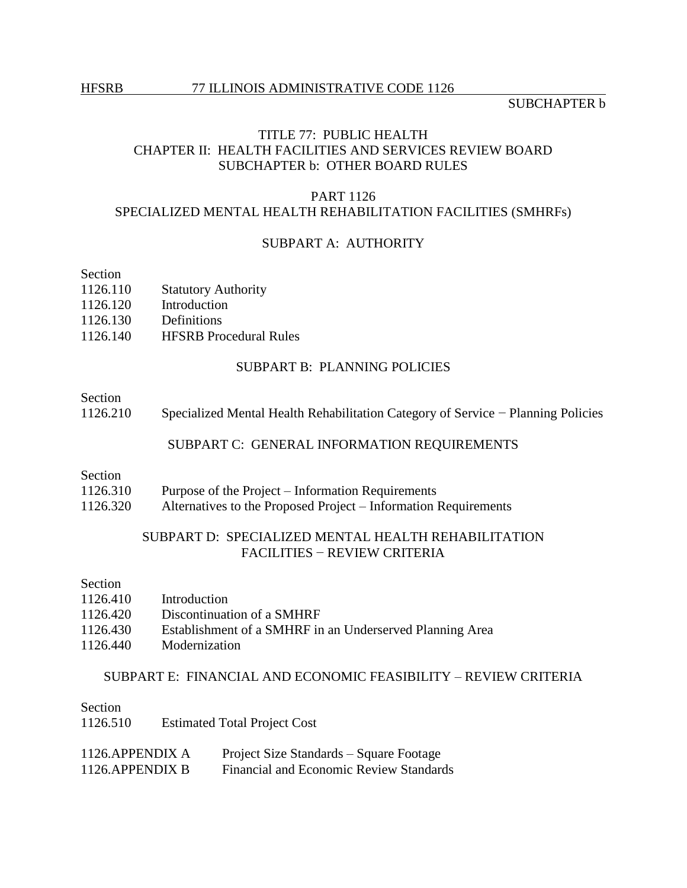# TITLE 77: PUBLIC HEALTH
## CHAPTER II: HEALTH FACILITIES AND SERVICES REVIEW BOARD
## SUBCHAPTER b: OTHER BOARD RULES

### PART 1126
### SPECIALIZED MENTAL HEALTH REHABILITATION FACILITIES (SMHRFs)

#### SUBPART A: AUTHORITY

Section
1126.110 Statutory Authority
1126.120 Introduction
1126.130 Definitions
1126.140 HFSRB Procedural Rules

#### SUBPART B: PLANNING POLICIES

Section
1126.210 Specialized Mental Health Rehabilitation Category of Service − Planning Policies

#### SUBPART C: GENERAL INFORMATION REQUIREMENTS

Section
1126.310 Purpose of the Project – Information Requirements
1126.320 Alternatives to the Proposed Project – Information Requirements

#### SUBPART D: SPECIALIZED MENTAL HEALTH REHABILITATION FACILITIES − REVIEW CRITERIA

Section
1126.410 Introduction
1126.420 Discontinuation of a SMHRF
1126.430 Establishment of a SMHRF in an Underserved Planning Area
1126.440 Modernization

#### SUBPART E: FINANCIAL AND ECONOMIC FEASIBILITY – REVIEW CRITERIA

Section
1126.510 Estimated Total Project Cost

1126.APPENDIX A Project Size Standards – Square Footage
1126.APPENDIX B Financial and Economic Review Standards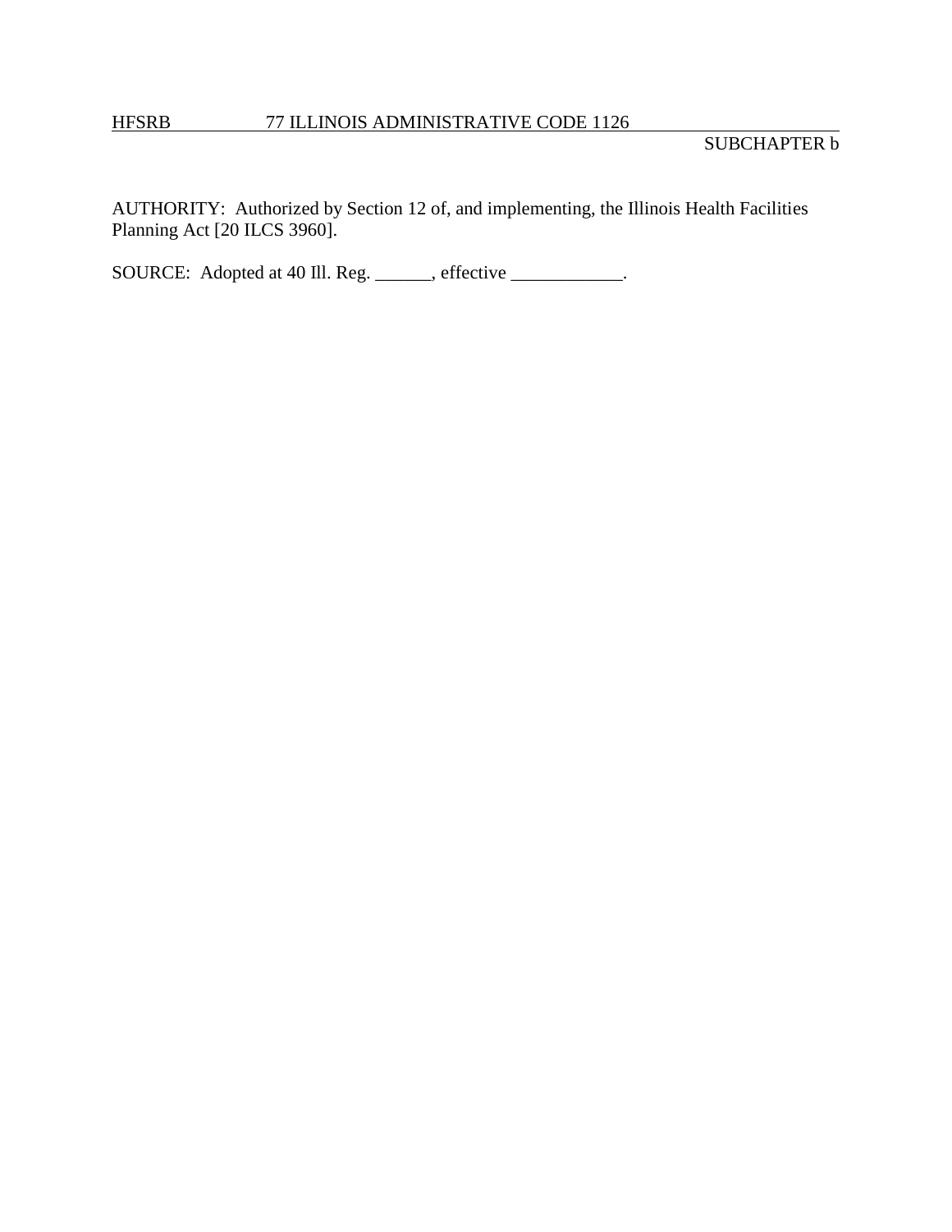AUTHORITY: Authorized by Section 12 of, and implementing, the Illinois Health Facilities Planning Act [20 ILCS 3960].

SOURCE: Adopted at 40 Ill. Reg. ______, effective ____________.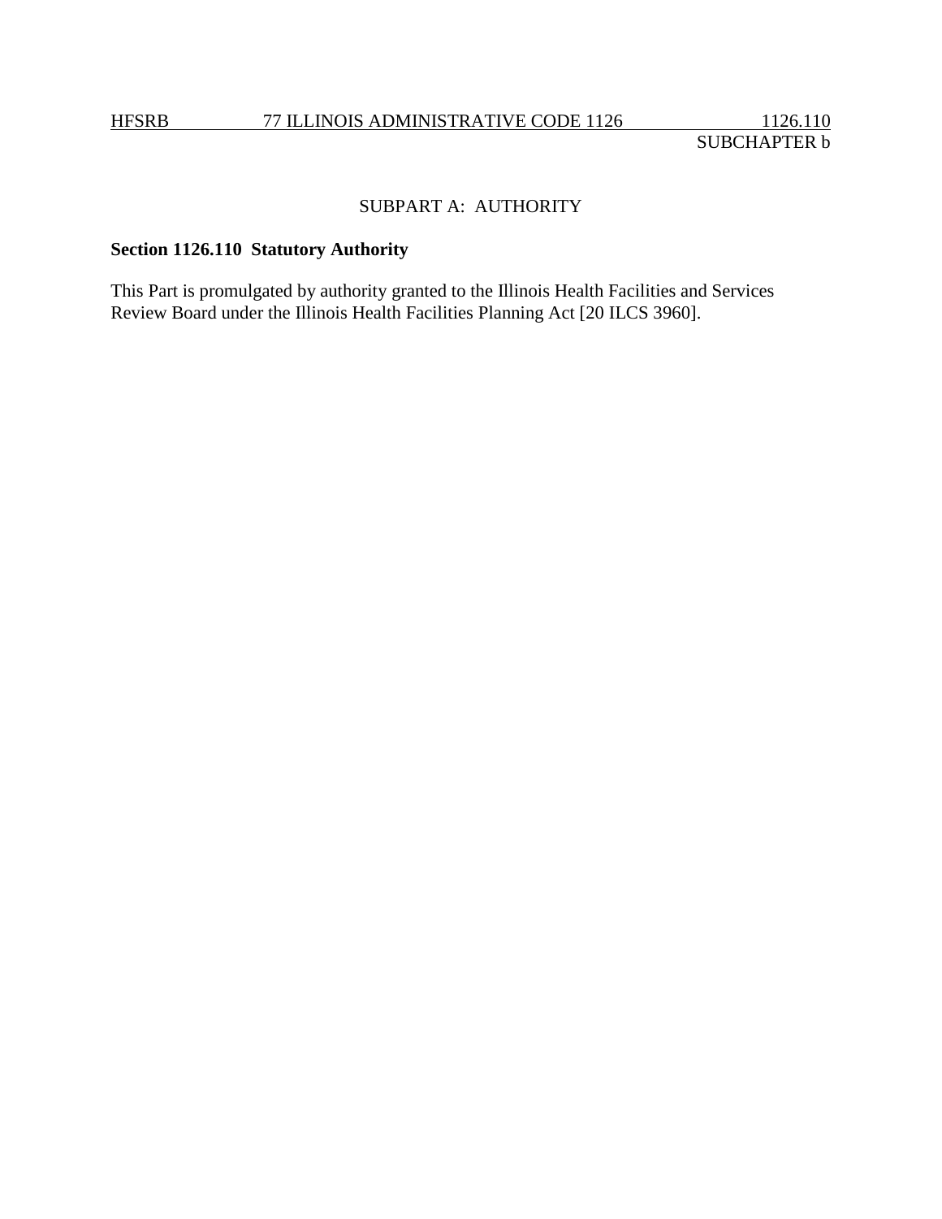## SUBPART A: AUTHORITY

**Section 1126.110 Statutory Authority**

This Part is promulgated by authority granted to the Illinois Health Facilities and Services Review Board under the Illinois Health Facilities Planning Act [20 ILCS 3960].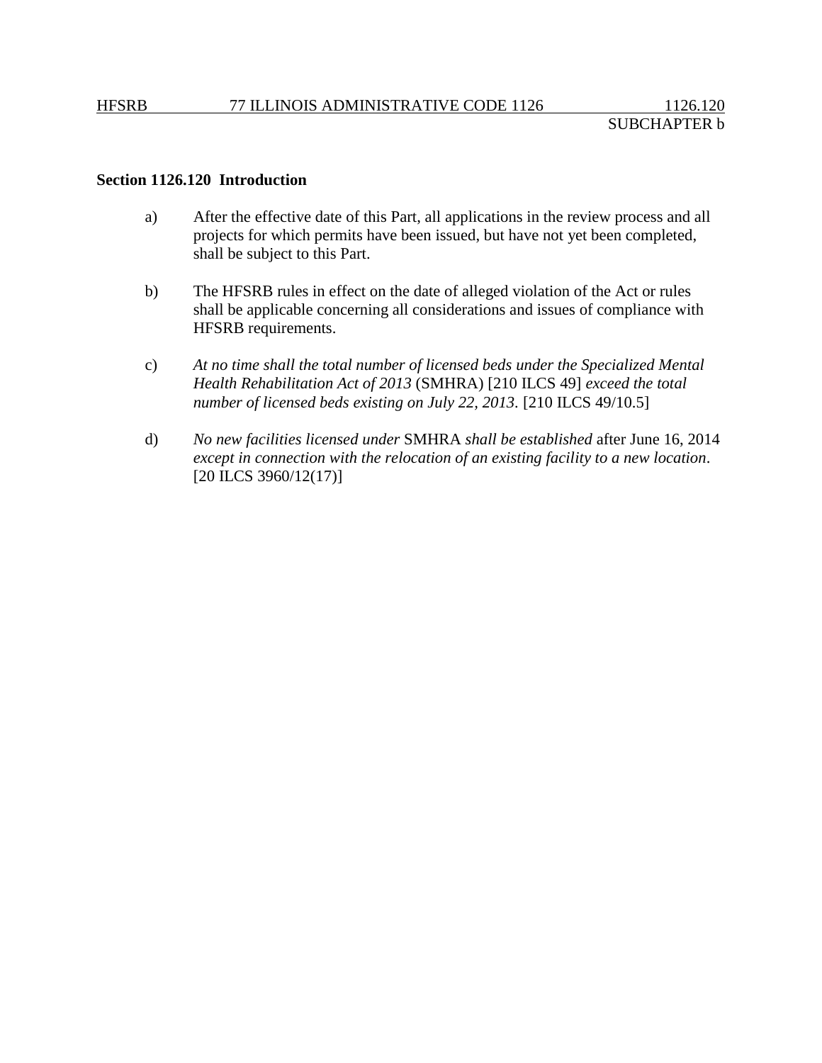**Section 1126.120 Introduction**

a) After the effective date of this Part, all applications in the review process and all projects for which permits have been issued, but have not yet been completed, shall be subject to this Part.

b) The HFSRB rules in effect on the date of alleged violation of the Act or rules shall be applicable concerning all considerations and issues of compliance with HFSRB requirements.

c) *At no time shall the total number of licensed beds under the Specialized Mental Health Rehabilitation Act of 2013* (SMHRA) [210 ILCS 49] *exceed the total number of licensed beds existing on July 22, 2013*. [210 ILCS 49/10.5]

d) *No new facilities licensed under* SMHRA *shall be established* after June 16, 2014 *except in connection with the relocation of an existing facility to a new location*. [20 ILCS 3960/12(17)]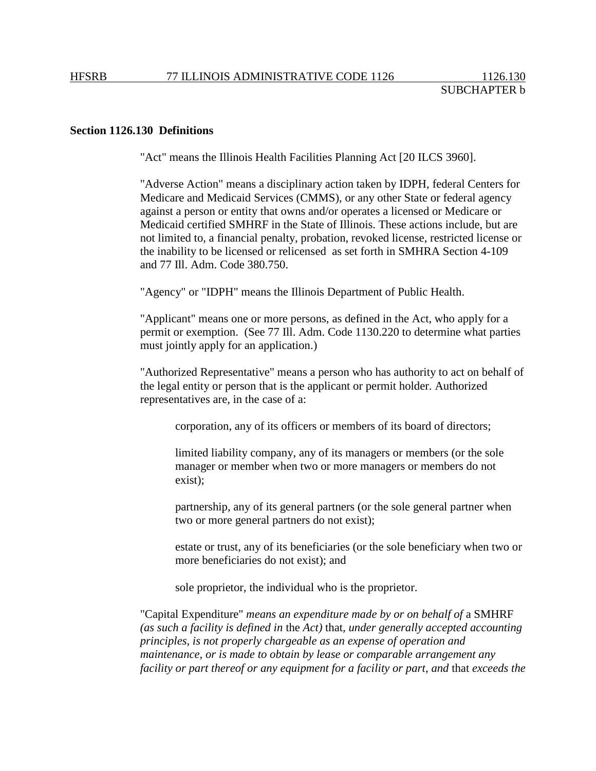**Section 1126.130 Definitions**

"Act" means the Illinois Health Facilities Planning Act [20 ILCS 3960].

"Adverse Action" means a disciplinary action taken by IDPH, federal Centers for Medicare and Medicaid Services (CMMS), or any other State or federal agency against a person or entity that owns and/or operates a licensed or Medicare or Medicaid certified SMHRF in the State of Illinois. These actions include, but are not limited to, a financial penalty, probation, revoked license, restricted license or the inability to be licensed or relicensed as set forth in SMHRA Section 4-109 and 77 Ill. Adm. Code 380.750.

"Agency" or "IDPH" means the Illinois Department of Public Health.

"Applicant" means one or more persons, as defined in the Act, who apply for a permit or exemption. (See 77 Ill. Adm. Code 1130.220 to determine what parties must jointly apply for an application.)

"Authorized Representative" means a person who has authority to act on behalf of the legal entity or person that is the applicant or permit holder. Authorized representatives are, in the case of a:

> corporation, any of its officers or members of its board of directors;
>
> limited liability company, any of its managers or members (or the sole manager or member when two or more managers or members do not exist);
>
> partnership, any of its general partners (or the sole general partner when two or more general partners do not exist);
>
> estate or trust, any of its beneficiaries (or the sole beneficiary when two or more beneficiaries do not exist); and
>
> sole proprietor, the individual who is the proprietor.

"Capital Expenditure" *means an expenditure made by or on behalf of* a SMHRF *(as such a facility is defined in* the *Act)* that, *under generally accepted accounting principles, is not properly chargeable as an expense of operation and maintenance, or is made to obtain by lease or comparable arrangement any facility or part thereof or any equipment for a facility or part, and* that *exceeds the*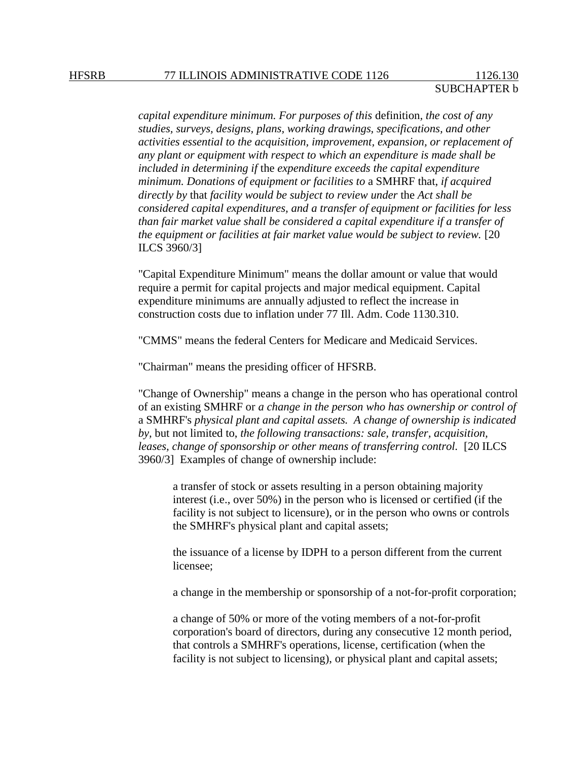*capital expenditure minimum. For purposes of this* definition, *the cost of any studies, surveys, designs, plans, working drawings, specifications, and other activities essential to the acquisition, improvement, expansion, or replacement of any plant or equipment with respect to which an expenditure is made shall be included in determining if* the *expenditure exceeds the capital expenditure minimum. Donations of equipment or facilities to* a SMHRF that, *if acquired directly by* that *facility would be subject to review under* the *Act shall be considered capital expenditures, and a transfer of equipment or facilities for less than fair market value shall be considered a capital expenditure if a transfer of the equipment or facilities at fair market value would be subject to review.* [20 ILCS 3960/3]

"Capital Expenditure Minimum" means the dollar amount or value that would require a permit for capital projects and major medical equipment. Capital expenditure minimums are annually adjusted to reflect the increase in construction costs due to inflation under 77 Ill. Adm. Code 1130.310.

"CMMS" means the federal Centers for Medicare and Medicaid Services.

"Chairman" means the presiding officer of HFSRB.

"Change of Ownership" means a change in the person who has operational control of an existing SMHRF or *a change in the person who has ownership or control of* a SMHRF's *physical plant and capital assets. A change of ownership is indicated by*, but not limited to, *the following transactions: sale, transfer, acquisition, leases, change of sponsorship or other means of transferring control.* [20 ILCS 3960/3] Examples of change of ownership include:

> a transfer of stock or assets resulting in a person obtaining majority interest (i.e., over 50%) in the person who is licensed or certified (if the facility is not subject to licensure), or in the person who owns or controls the SMHRF's physical plant and capital assets;
>
> the issuance of a license by IDPH to a person different from the current licensee;
>
> a change in the membership or sponsorship of a not-for-profit corporation;
>
> a change of 50% or more of the voting members of a not-for-profit corporation's board of directors, during any consecutive 12 month period, that controls a SMHRF's operations, license, certification (when the facility is not subject to licensing), or physical plant and capital assets;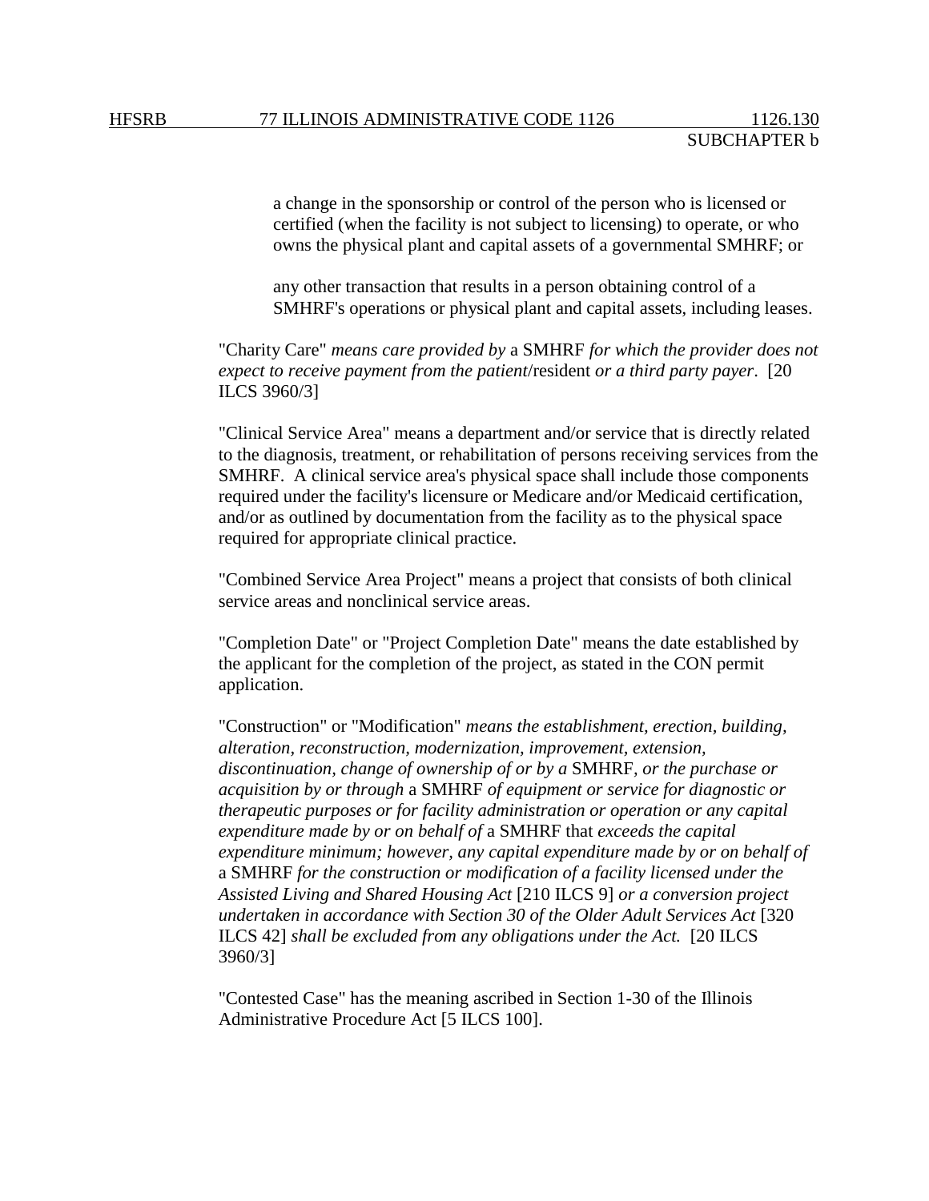a change in the sponsorship or control of the person who is licensed or certified (when the facility is not subject to licensing) to operate, or who owns the physical plant and capital assets of a governmental SMHRF; or

any other transaction that results in a person obtaining control of a SMHRF's operations or physical plant and capital assets, including leases.

"Charity Care" *means care provided by* a SMHRF *for which the provider does not expect to receive payment from the patient*/resident *or a third party payer*. [20 ILCS 3960/3]

"Clinical Service Area" means a department and/or service that is directly related to the diagnosis, treatment, or rehabilitation of persons receiving services from the SMHRF. A clinical service area's physical space shall include those components required under the facility's licensure or Medicare and/or Medicaid certification, and/or as outlined by documentation from the facility as to the physical space required for appropriate clinical practice.

"Combined Service Area Project" means a project that consists of both clinical service areas and nonclinical service areas.

"Completion Date" or "Project Completion Date" means the date established by the applicant for the completion of the project, as stated in the CON permit application.

"Construction" or "Modification" *means the establishment, erection, building, alteration, reconstruction, modernization, improvement, extension, discontinuation, change of ownership of or by a* SMHRF*, or the purchase or acquisition by or through* a SMHRF *of equipment or service for diagnostic or therapeutic purposes or for facility administration or operation or any capital expenditure made by or on behalf of* a SMHRF that *exceeds the capital expenditure minimum; however, any capital expenditure made by or on behalf of* a SMHRF *for the construction or modification of a facility licensed under the Assisted Living and Shared Housing Act* [210 ILCS 9] *or a conversion project undertaken in accordance with Section 30 of the Older Adult Services Act* [320 ILCS 42] *shall be excluded from any obligations under the Act.* [20 ILCS 3960/3]

"Contested Case" has the meaning ascribed in Section 1-30 of the Illinois Administrative Procedure Act [5 ILCS 100].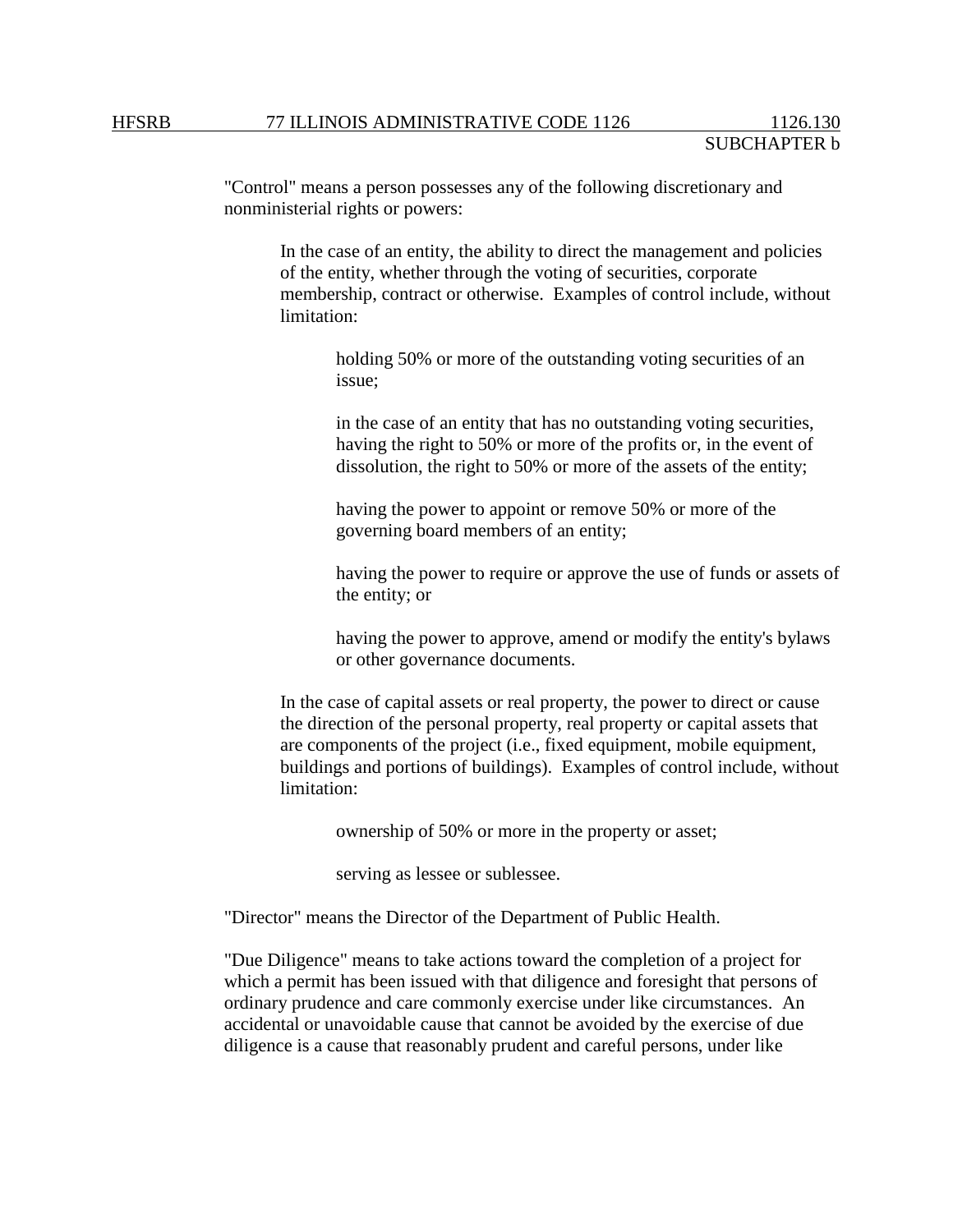"Control" means a person possesses any of the following discretionary and nonministerial rights or powers:

In the case of an entity, the ability to direct the management and policies of the entity, whether through the voting of securities, corporate membership, contract or otherwise. Examples of control include, without limitation:

holding 50% or more of the outstanding voting securities of an issue;

in the case of an entity that has no outstanding voting securities, having the right to 50% or more of the profits or, in the event of dissolution, the right to 50% or more of the assets of the entity;

having the power to appoint or remove 50% or more of the governing board members of an entity;

having the power to require or approve the use of funds or assets of the entity; or

having the power to approve, amend or modify the entity's bylaws or other governance documents.

In the case of capital assets or real property, the power to direct or cause the direction of the personal property, real property or capital assets that are components of the project (i.e., fixed equipment, mobile equipment, buildings and portions of buildings). Examples of control include, without limitation:

ownership of 50% or more in the property or asset;

serving as lessee or sublessee.

"Director" means the Director of the Department of Public Health.

"Due Diligence" means to take actions toward the completion of a project for which a permit has been issued with that diligence and foresight that persons of ordinary prudence and care commonly exercise under like circumstances. An accidental or unavoidable cause that cannot be avoided by the exercise of due diligence is a cause that reasonably prudent and careful persons, under like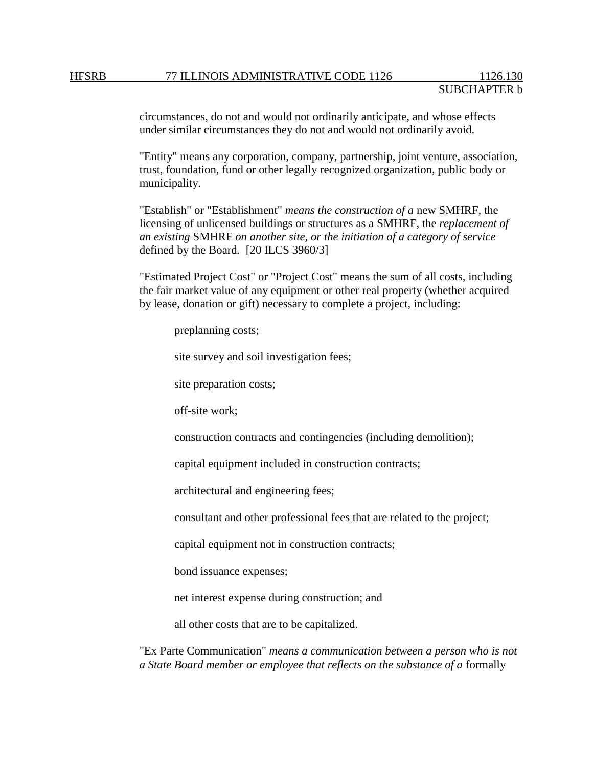circumstances, do not and would not ordinarily anticipate, and whose effects under similar circumstances they do not and would not ordinarily avoid.

"Entity" means any corporation, company, partnership, joint venture, association, trust, foundation, fund or other legally recognized organization, public body or municipality.

"Establish" or "Establishment" *means the construction of a* new SMHRF, the licensing of unlicensed buildings or structures as a SMHRF, the *replacement of an existing* SMHRF *on another site, or the initiation of a category of service* defined by the Board. [20 ILCS 3960/3]

"Estimated Project Cost" or "Project Cost" means the sum of all costs, including the fair market value of any equipment or other real property (whether acquired by lease, donation or gift) necessary to complete a project, including:

preplanning costs;

site survey and soil investigation fees;

site preparation costs;

off-site work;

construction contracts and contingencies (including demolition);

capital equipment included in construction contracts;

architectural and engineering fees;

consultant and other professional fees that are related to the project;

capital equipment not in construction contracts;

bond issuance expenses;

net interest expense during construction; and

all other costs that are to be capitalized.

"Ex Parte Communication" *means a communication between a person who is not a State Board member or employee that reflects on the substance of a* formally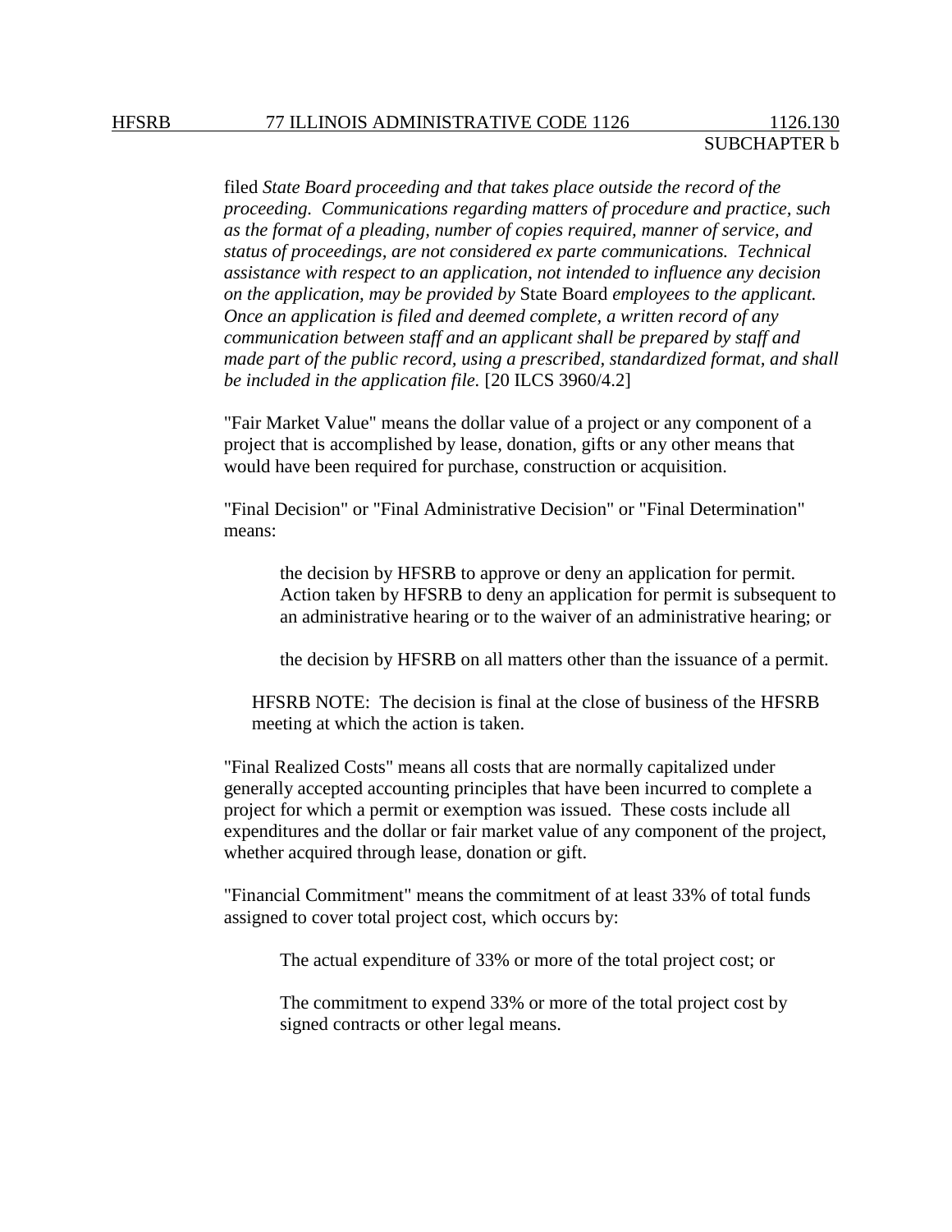filed *State Board proceeding and that takes place outside the record of the proceeding. Communications regarding matters of procedure and practice, such as the format of a pleading, number of copies required, manner of service, and status of proceedings, are not considered ex parte communications. Technical assistance with respect to an application, not intended to influence any decision on the application, may be provided by* State Board *employees to the applicant. Once an application is filed and deemed complete, a written record of any communication between staff and an applicant shall be prepared by staff and made part of the public record, using a prescribed, standardized format, and shall be included in the application file.* [20 ILCS 3960/4.2]

"Fair Market Value" means the dollar value of a project or any component of a project that is accomplished by lease, donation, gifts or any other means that would have been required for purchase, construction or acquisition.

"Final Decision" or "Final Administrative Decision" or "Final Determination" means:

> the decision by HFSRB to approve or deny an application for permit. Action taken by HFSRB to deny an application for permit is subsequent to an administrative hearing or to the waiver of an administrative hearing; or
>
> the decision by HFSRB on all matters other than the issuance of a permit.

HFSRB NOTE: The decision is final at the close of business of the HFSRB meeting at which the action is taken.

"Final Realized Costs" means all costs that are normally capitalized under generally accepted accounting principles that have been incurred to complete a project for which a permit or exemption was issued. These costs include all expenditures and the dollar or fair market value of any component of the project, whether acquired through lease, donation or gift.

"Financial Commitment" means the commitment of at least 33% of total funds assigned to cover total project cost, which occurs by:

> The actual expenditure of 33% or more of the total project cost; or
>
> The commitment to expend 33% or more of the total project cost by signed contracts or other legal means.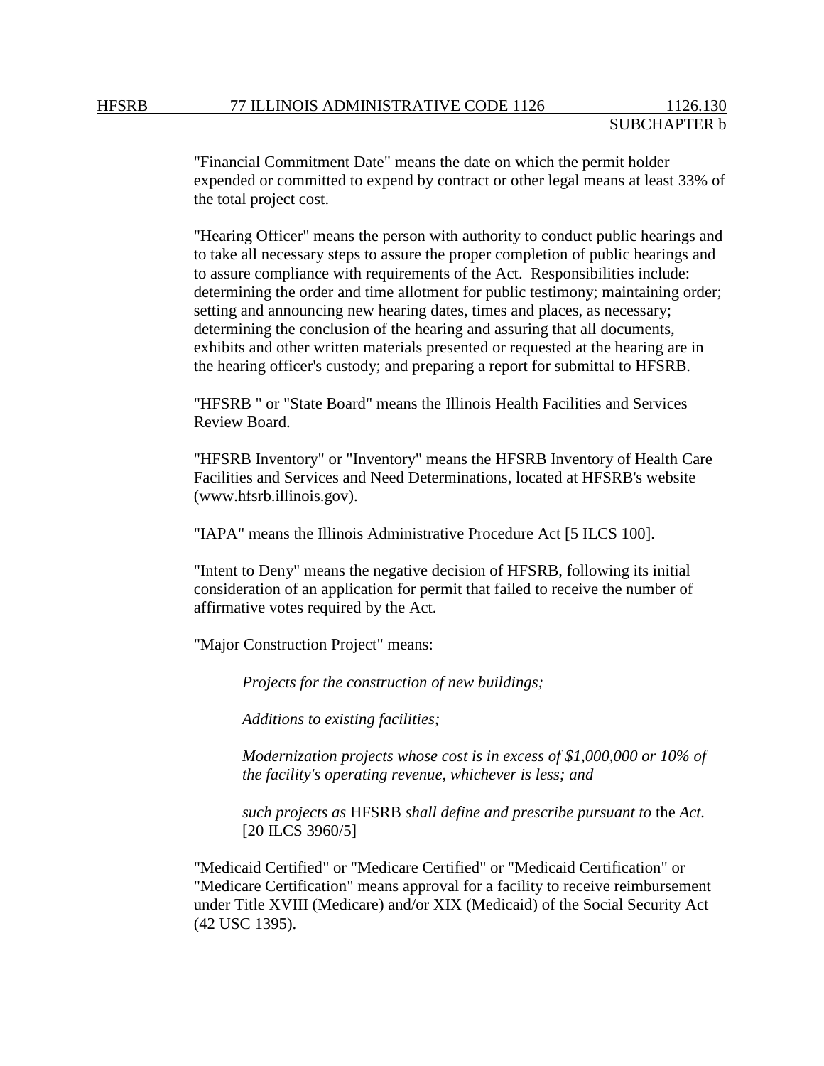"Financial Commitment Date" means the date on which the permit holder expended or committed to expend by contract or other legal means at least 33% of the total project cost.

"Hearing Officer" means the person with authority to conduct public hearings and to take all necessary steps to assure the proper completion of public hearings and to assure compliance with requirements of the Act. Responsibilities include: determining the order and time allotment for public testimony; maintaining order; setting and announcing new hearing dates, times and places, as necessary; determining the conclusion of the hearing and assuring that all documents, exhibits and other written materials presented or requested at the hearing are in the hearing officer's custody; and preparing a report for submittal to HFSRB.

"HFSRB " or "State Board" means the Illinois Health Facilities and Services Review Board.

"HFSRB Inventory" or "Inventory" means the HFSRB Inventory of Health Care Facilities and Services and Need Determinations, located at HFSRB's website (www.hfsrb.illinois.gov).

"IAPA" means the Illinois Administrative Procedure Act [5 ILCS 100].

"Intent to Deny" means the negative decision of HFSRB, following its initial consideration of an application for permit that failed to receive the number of affirmative votes required by the Act.

"Major Construction Project" means:

> *Projects for the construction of new buildings;*
>
> *Additions to existing facilities;*
>
> *Modernization projects whose cost is in excess of $1,000,000 or 10% of the facility's operating revenue, whichever is less; and*
>
> *such projects as* HFSRB *shall define and prescribe pursuant to* the *Act.* [20 ILCS 3960/5]

"Medicaid Certified" or "Medicare Certified" or "Medicaid Certification" or "Medicare Certification" means approval for a facility to receive reimbursement under Title XVIII (Medicare) and/or XIX (Medicaid) of the Social Security Act (42 USC 1395).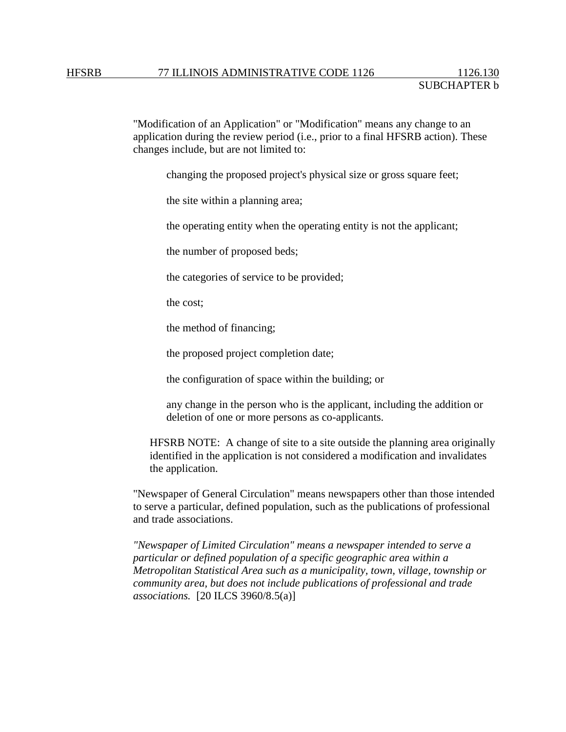"Modification of an Application" or "Modification" means any change to an application during the review period (i.e., prior to a final HFSRB action). These changes include, but are not limited to:

changing the proposed project's physical size or gross square feet;

the site within a planning area;

the operating entity when the operating entity is not the applicant;

the number of proposed beds;

the categories of service to be provided;

the cost;

the method of financing;

the proposed project completion date;

the configuration of space within the building; or

any change in the person who is the applicant, including the addition or deletion of one or more persons as co-applicants.

HFSRB NOTE: A change of site to a site outside the planning area originally identified in the application is not considered a modification and invalidates the application.

"Newspaper of General Circulation" means newspapers other than those intended to serve a particular, defined population, such as the publications of professional and trade associations.

*"Newspaper of Limited Circulation" means a newspaper intended to serve a particular or defined population of a specific geographic area within a Metropolitan Statistical Area such as a municipality, town, village, township or community area, but does not include publications of professional and trade associations.* [20 ILCS 3960/8.5(a)]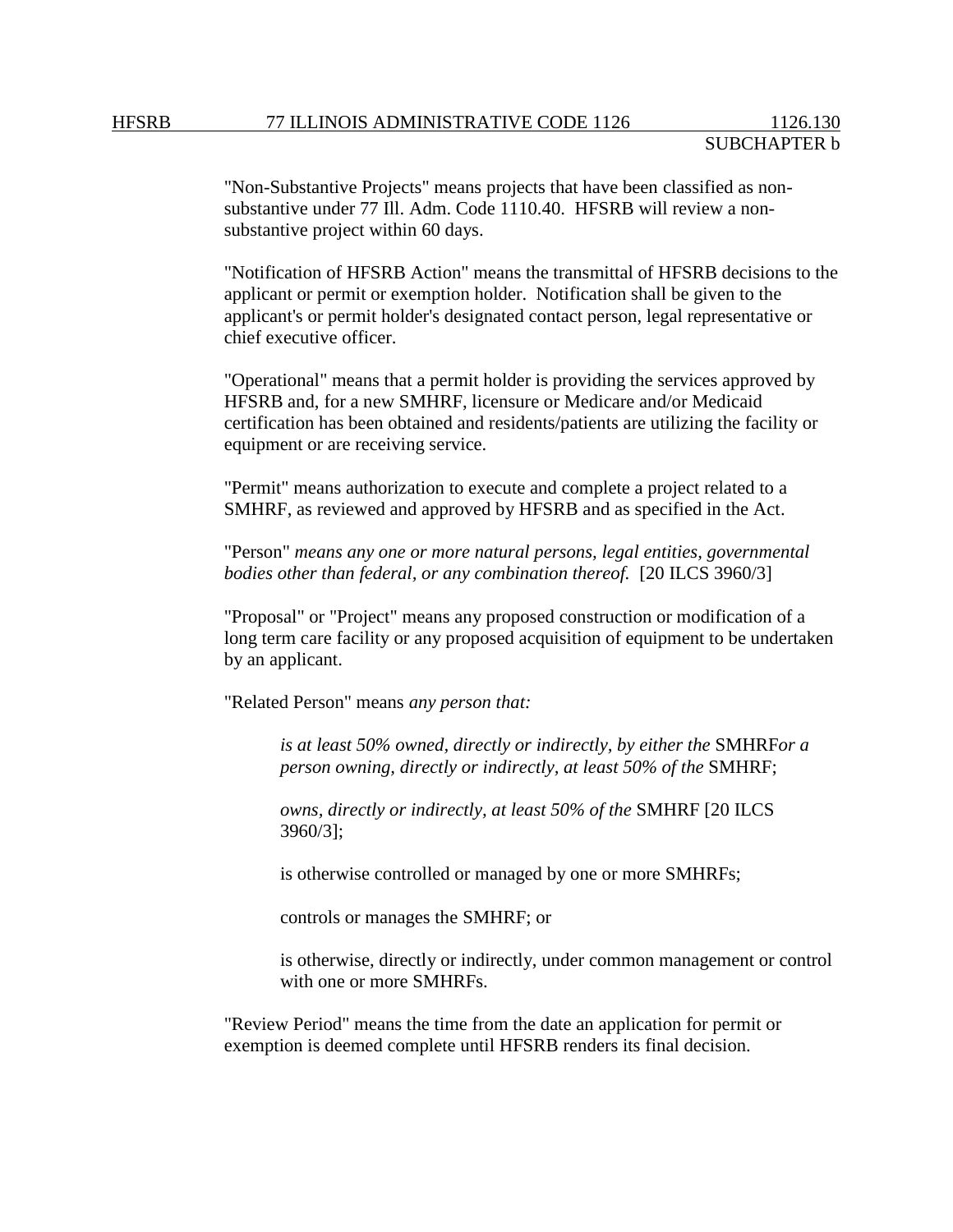"Non-Substantive Projects" means projects that have been classified as non-substantive under 77 Ill. Adm. Code 1110.40. HFSRB will review a non-substantive project within 60 days.

"Notification of HFSRB Action" means the transmittal of HFSRB decisions to the applicant or permit or exemption holder. Notification shall be given to the applicant's or permit holder's designated contact person, legal representative or chief executive officer.

"Operational" means that a permit holder is providing the services approved by HFSRB and, for a new SMHRF, licensure or Medicare and/or Medicaid certification has been obtained and residents/patients are utilizing the facility or equipment or are receiving service.

"Permit" means authorization to execute and complete a project related to a SMHRF, as reviewed and approved by HFSRB and as specified in the Act.

"Person" *means any one or more natural persons, legal entities, governmental bodies other than federal, or any combination thereof.* [20 ILCS 3960/3]

"Proposal" or "Project" means any proposed construction or modification of a long term care facility or any proposed acquisition of equipment to be undertaken by an applicant.

"Related Person" means *any person that:*

> *is at least 50% owned, directly or indirectly, by either the* SMHRF*or a person owning, directly or indirectly, at least 50% of the* SMHRF;
>
> *owns, directly or indirectly, at least 50% of the* SMHRF [20 ILCS 3960/3];
>
> is otherwise controlled or managed by one or more SMHRFs;
>
> controls or manages the SMHRF; or
>
> is otherwise, directly or indirectly, under common management or control with one or more SMHRFs.

"Review Period" means the time from the date an application for permit or exemption is deemed complete until HFSRB renders its final decision.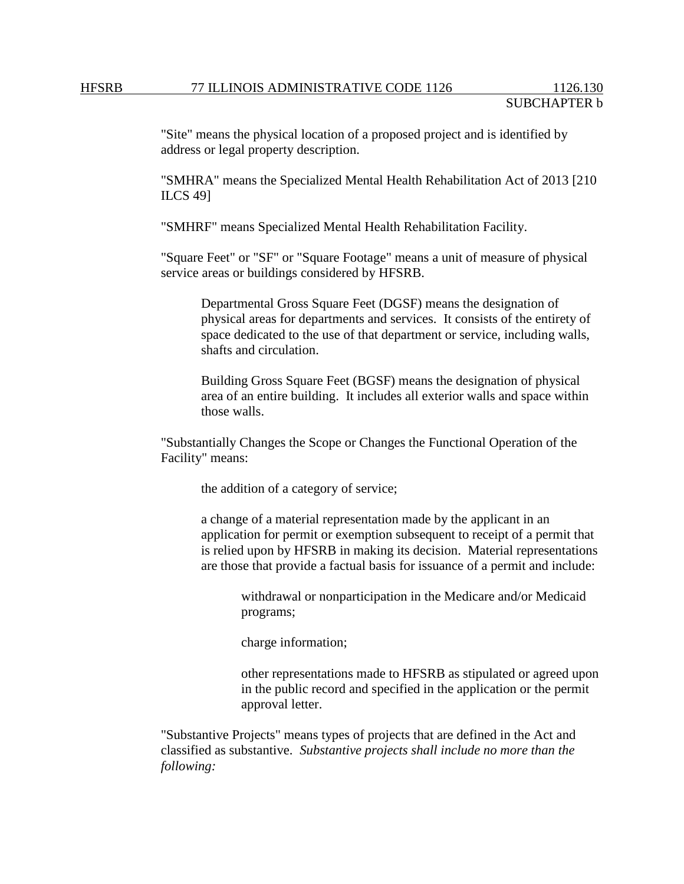"Site" means the physical location of a proposed project and is identified by address or legal property description.

"SMHRA" means the Specialized Mental Health Rehabilitation Act of 2013 [210 ILCS 49]

"SMHRF" means Specialized Mental Health Rehabilitation Facility.

"Square Feet" or "SF" or "Square Footage" means a unit of measure of physical service areas or buildings considered by HFSRB.

> Departmental Gross Square Feet (DGSF) means the designation of physical areas for departments and services. It consists of the entirety of space dedicated to the use of that department or service, including walls, shafts and circulation.
>
> Building Gross Square Feet (BGSF) means the designation of physical area of an entire building. It includes all exterior walls and space within those walls.

"Substantially Changes the Scope or Changes the Functional Operation of the Facility" means:

> the addition of a category of service;
>
> a change of a material representation made by the applicant in an application for permit or exemption subsequent to receipt of a permit that is relied upon by HFSRB in making its decision. Material representations are those that provide a factual basis for issuance of a permit and include:
>
> > withdrawal or nonparticipation in the Medicare and/or Medicaid programs;
> >
> > charge information;
> >
> > other representations made to HFSRB as stipulated or agreed upon in the public record and specified in the application or the permit approval letter.

"Substantive Projects" means types of projects that are defined in the Act and classified as substantive. *Substantive projects shall include no more than the following:*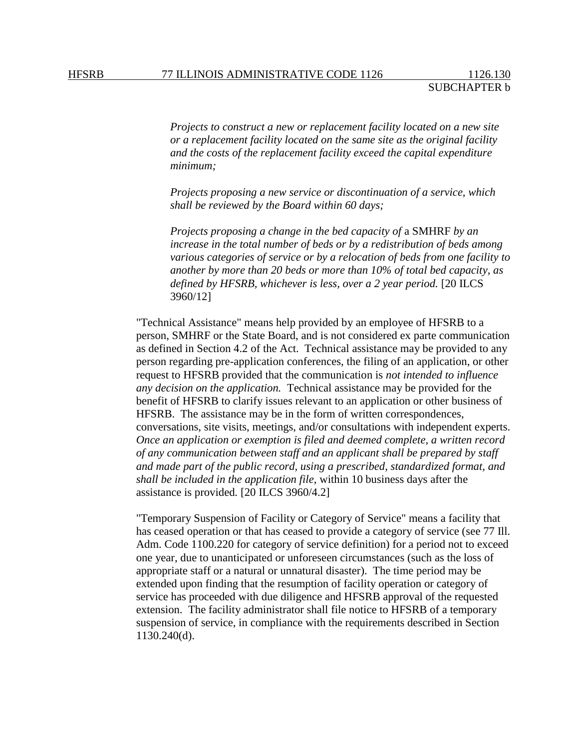*Projects to construct a new or replacement facility located on a new site or a replacement facility located on the same site as the original facility and the costs of the replacement facility exceed the capital expenditure minimum;*

*Projects proposing a new service or discontinuation of a service, which shall be reviewed by the Board within 60 days;*

*Projects proposing a change in the bed capacity of* a SMHRF *by an increase in the total number of beds or by a redistribution of beds among various categories of service or by a relocation of beds from one facility to another by more than 20 beds or more than 10% of total bed capacity, as defined by HFSRB, whichever is less, over a 2 year period.* [20 ILCS 3960/12]

"Technical Assistance" means help provided by an employee of HFSRB to a person, SMHRF or the State Board, and is not considered ex parte communication as defined in Section 4.2 of the Act. Technical assistance may be provided to any person regarding pre-application conferences, the filing of an application, or other request to HFSRB provided that the communication is *not intended to influence any decision on the application.* Technical assistance may be provided for the benefit of HFSRB to clarify issues relevant to an application or other business of HFSRB. The assistance may be in the form of written correspondences, conversations, site visits, meetings, and/or consultations with independent experts. *Once an application or exemption is filed and deemed complete, a written record of any communication between staff and an applicant shall be prepared by staff and made part of the public record, using a prescribed, standardized format, and shall be included in the application file*, within 10 business days after the assistance is provided. [20 ILCS 3960/4.2]

"Temporary Suspension of Facility or Category of Service" means a facility that has ceased operation or that has ceased to provide a category of service (see 77 Ill. Adm. Code 1100.220 for category of service definition) for a period not to exceed one year, due to unanticipated or unforeseen circumstances (such as the loss of appropriate staff or a natural or unnatural disaster). The time period may be extended upon finding that the resumption of facility operation or category of service has proceeded with due diligence and HFSRB approval of the requested extension. The facility administrator shall file notice to HFSRB of a temporary suspension of service, in compliance with the requirements described in Section 1130.240(d).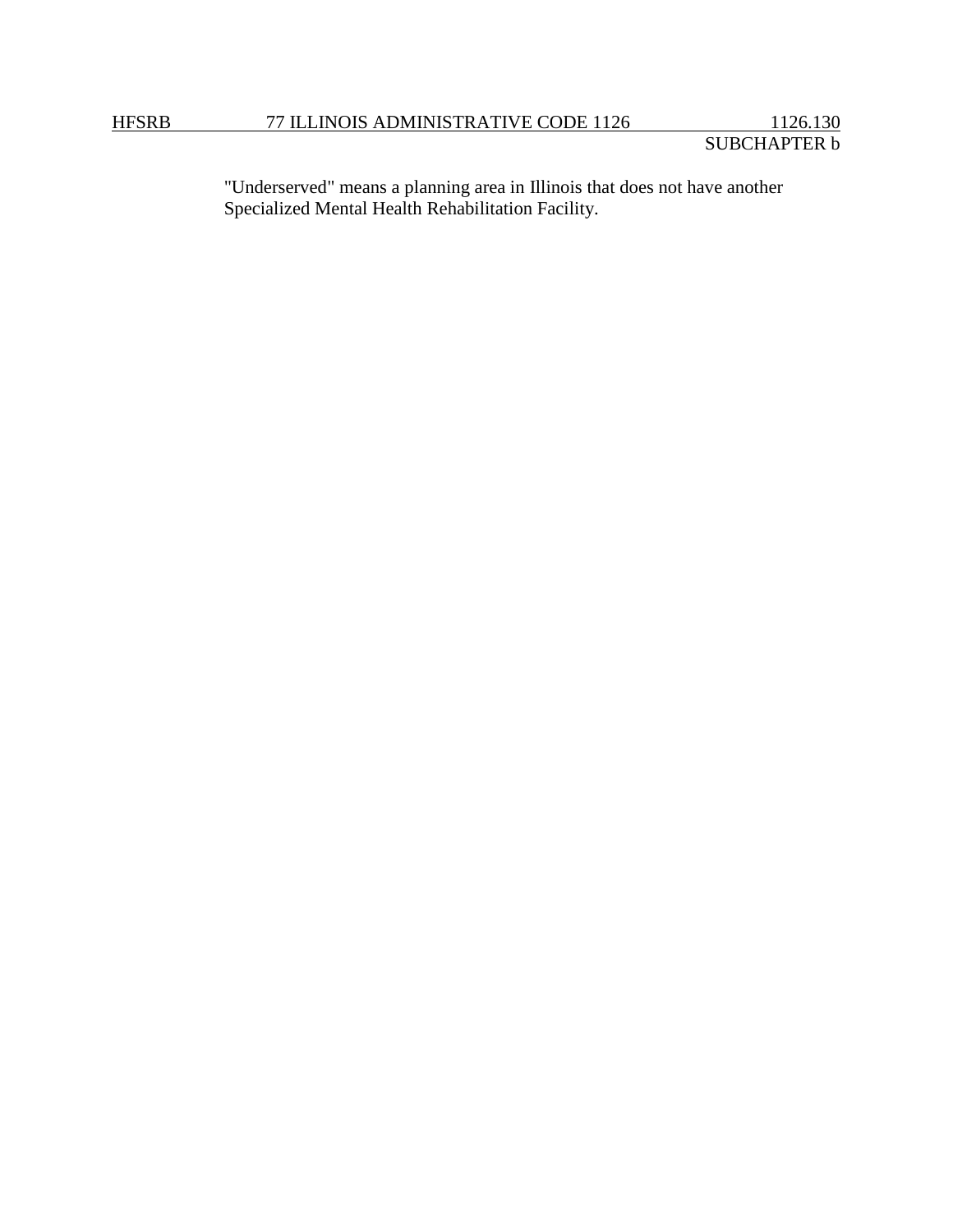"Underserved" means a planning area in Illinois that does not have another Specialized Mental Health Rehabilitation Facility.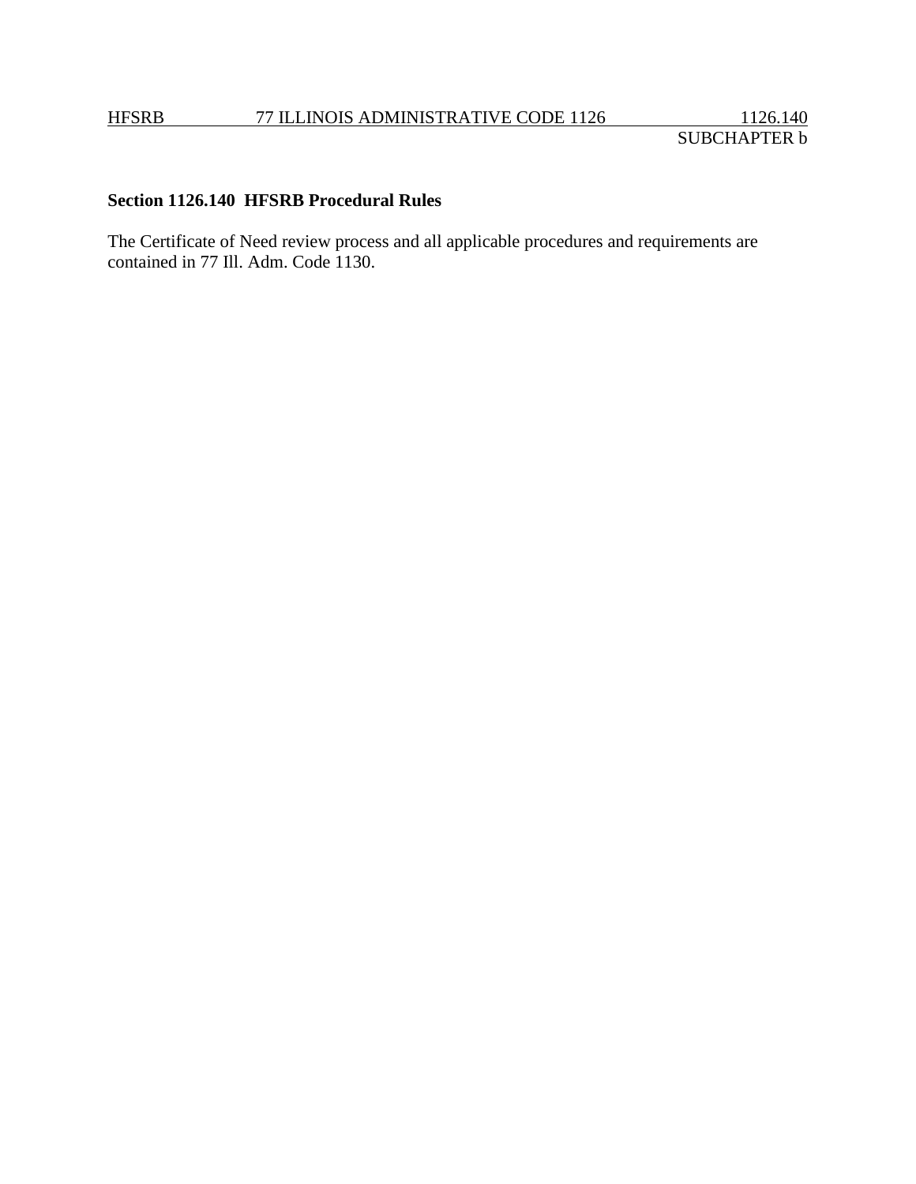**Section 1126.140 HFSRB Procedural Rules**

The Certificate of Need review process and all applicable procedures and requirements are contained in 77 Ill. Adm. Code 1130.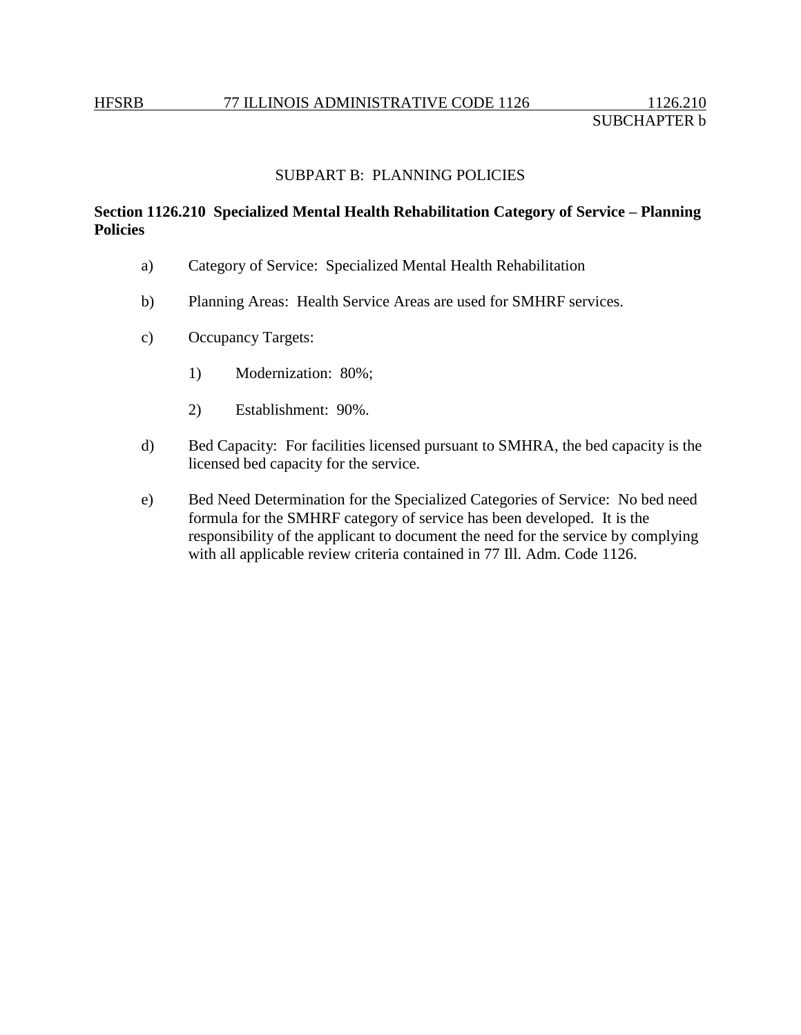## SUBPART B: PLANNING POLICIES

**Section 1126.210 Specialized Mental Health Rehabilitation Category of Service – Planning Policies**

a) Category of Service: Specialized Mental Health Rehabilitation

b) Planning Areas: Health Service Areas are used for SMHRF services.

c) Occupancy Targets:

  1) Modernization: 80%;

  2) Establishment: 90%.

d) Bed Capacity: For facilities licensed pursuant to SMHRA, the bed capacity is the licensed bed capacity for the service.

e) Bed Need Determination for the Specialized Categories of Service: No bed need formula for the SMHRF category of service has been developed. It is the responsibility of the applicant to document the need for the service by complying with all applicable review criteria contained in 77 Ill. Adm. Code 1126.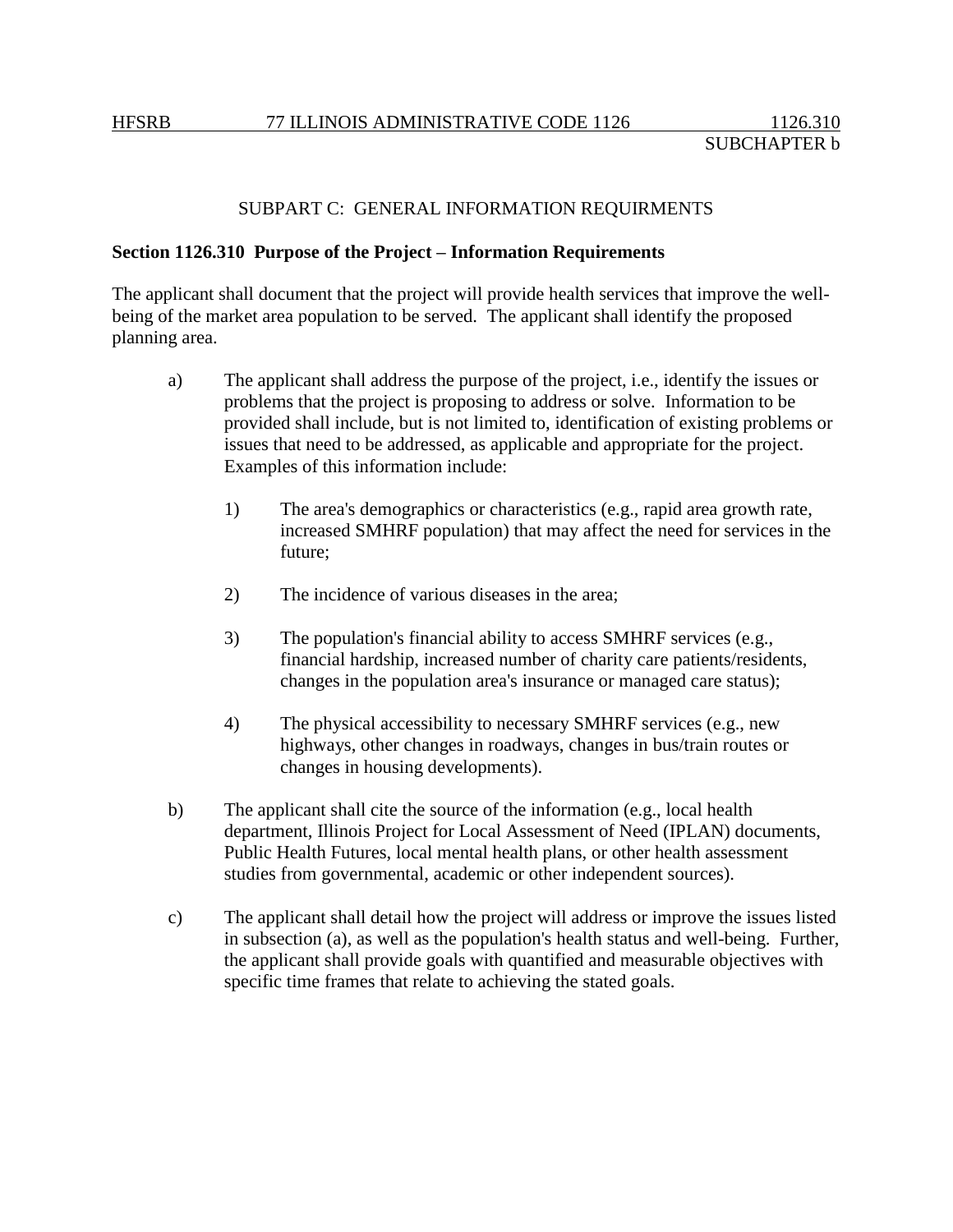SUBPART C: GENERAL INFORMATION REQUIRMENTS

**Section 1126.310 Purpose of the Project – Information Requirements**

The applicant shall document that the project will provide health services that improve the well-being of the market area population to be served. The applicant shall identify the proposed planning area.

a) The applicant shall address the purpose of the project, i.e., identify the issues or problems that the project is proposing to address or solve. Information to be provided shall include, but is not limited to, identification of existing problems or issues that need to be addressed, as applicable and appropriate for the project. Examples of this information include:

   1) The area's demographics or characteristics (e.g., rapid area growth rate, increased SMHRF population) that may affect the need for services in the future;

   2) The incidence of various diseases in the area;

   3) The population's financial ability to access SMHRF services (e.g., financial hardship, increased number of charity care patients/residents, changes in the population area's insurance or managed care status);

   4) The physical accessibility to necessary SMHRF services (e.g., new highways, other changes in roadways, changes in bus/train routes or changes in housing developments).

b) The applicant shall cite the source of the information (e.g., local health department, Illinois Project for Local Assessment of Need (IPLAN) documents, Public Health Futures, local mental health plans, or other health assessment studies from governmental, academic or other independent sources).

c) The applicant shall detail how the project will address or improve the issues listed in subsection (a), as well as the population's health status and well-being. Further, the applicant shall provide goals with quantified and measurable objectives with specific time frames that relate to achieving the stated goals.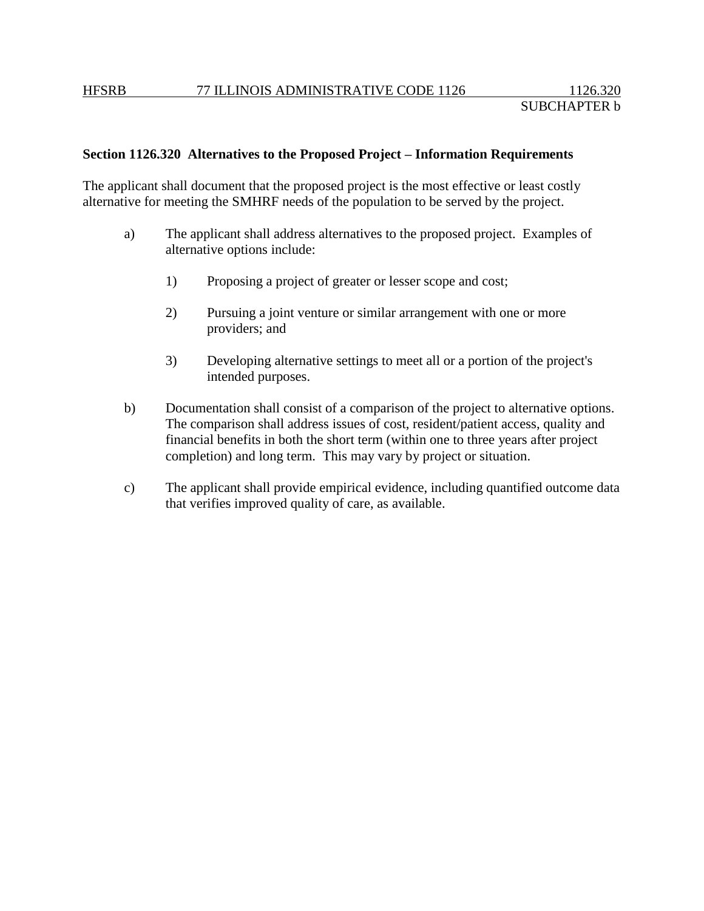**Section 1126.320 Alternatives to the Proposed Project – Information Requirements**

The applicant shall document that the proposed project is the most effective or least costly alternative for meeting the SMHRF needs of the population to be served by the project.

a) The applicant shall address alternatives to the proposed project. Examples of alternative options include:

   1) Proposing a project of greater or lesser scope and cost;

   2) Pursuing a joint venture or similar arrangement with one or more providers; and

   3) Developing alternative settings to meet all or a portion of the project's intended purposes.

b) Documentation shall consist of a comparison of the project to alternative options. The comparison shall address issues of cost, resident/patient access, quality and financial benefits in both the short term (within one to three years after project completion) and long term. This may vary by project or situation.

c) The applicant shall provide empirical evidence, including quantified outcome data that verifies improved quality of care, as available.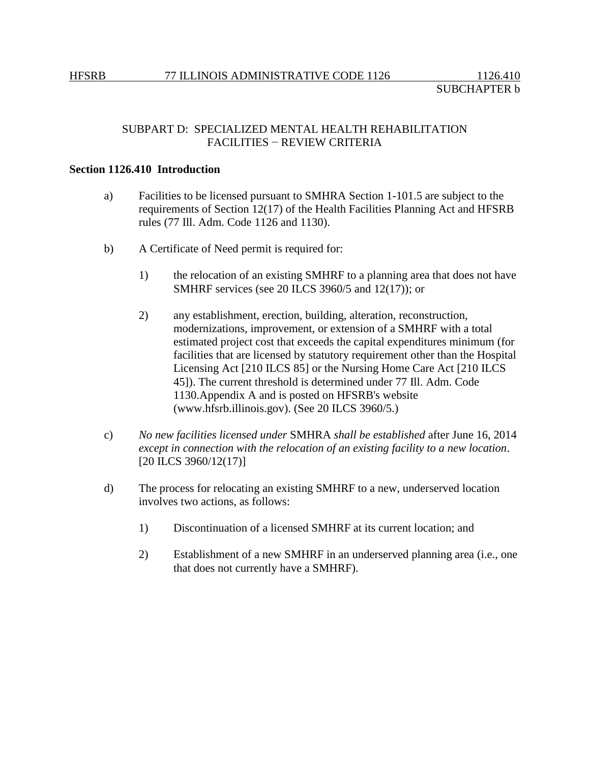## SUBPART D: SPECIALIZED MENTAL HEALTH REHABILITATION FACILITIES − REVIEW CRITERIA

**Section 1126.410 Introduction**

a) Facilities to be licensed pursuant to SMHRA Section 1-101.5 are subject to the requirements of Section 12(17) of the Health Facilities Planning Act and HFSRB rules (77 Ill. Adm. Code 1126 and 1130).

b) A Certificate of Need permit is required for:

1) the relocation of an existing SMHRF to a planning area that does not have SMHRF services (see 20 ILCS 3960/5 and 12(17)); or

2) any establishment, erection, building, alteration, reconstruction, modernizations, improvement, or extension of a SMHRF with a total estimated project cost that exceeds the capital expenditures minimum (for facilities that are licensed by statutory requirement other than the Hospital Licensing Act [210 ILCS 85] or the Nursing Home Care Act [210 ILCS 45]). The current threshold is determined under 77 Ill. Adm. Code 1130.Appendix A and is posted on HFSRB's website (www.hfsrb.illinois.gov). (See 20 ILCS 3960/5.)

c) *No new facilities licensed under* SMHRA *shall be established* after June 16, 2014 *except in connection with the relocation of an existing facility to a new location*. [20 ILCS 3960/12(17)]

d) The process for relocating an existing SMHRF to a new, underserved location involves two actions, as follows:

1) Discontinuation of a licensed SMHRF at its current location; and

2) Establishment of a new SMHRF in an underserved planning area (i.e., one that does not currently have a SMHRF).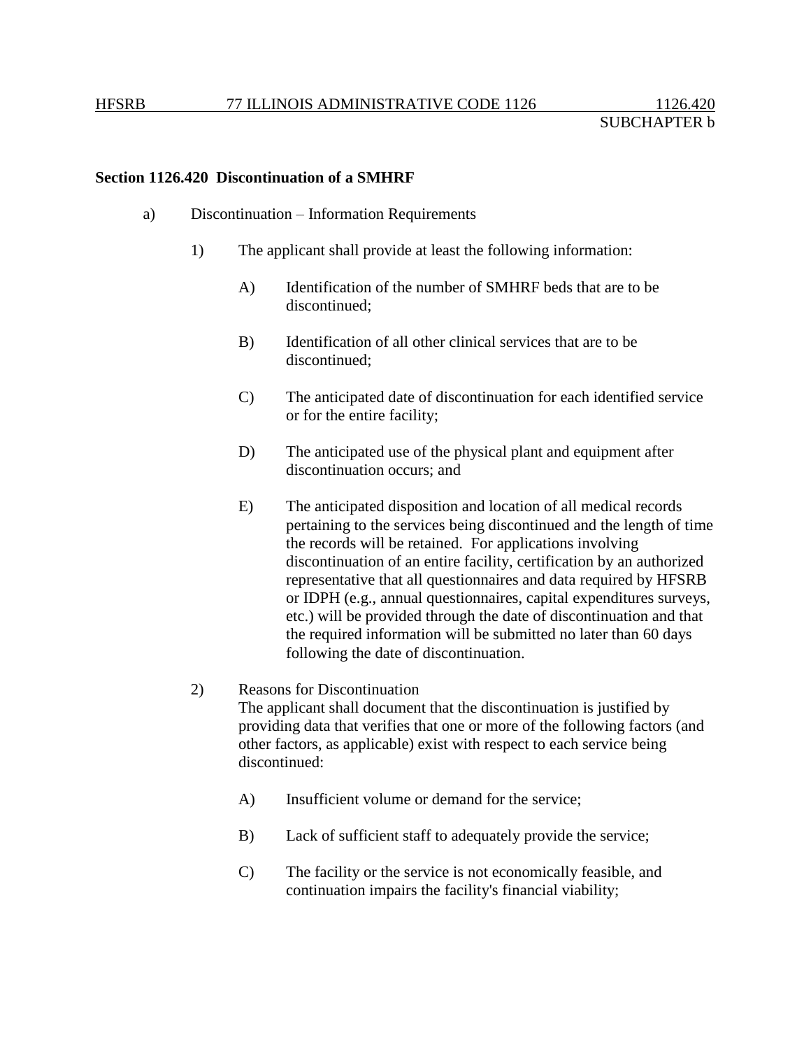**Section 1126.420 Discontinuation of a SMHRF**

a) Discontinuation – Information Requirements

1) The applicant shall provide at least the following information:

A) Identification of the number of SMHRF beds that are to be discontinued;

B) Identification of all other clinical services that are to be discontinued;

C) The anticipated date of discontinuation for each identified service or for the entire facility;

D) The anticipated use of the physical plant and equipment after discontinuation occurs; and

E) The anticipated disposition and location of all medical records pertaining to the services being discontinued and the length of time the records will be retained. For applications involving discontinuation of an entire facility, certification by an authorized representative that all questionnaires and data required by HFSRB or IDPH (e.g., annual questionnaires, capital expenditures surveys, etc.) will be provided through the date of discontinuation and that the required information will be submitted no later than 60 days following the date of discontinuation.

2) Reasons for Discontinuation
The applicant shall document that the discontinuation is justified by providing data that verifies that one or more of the following factors (and other factors, as applicable) exist with respect to each service being discontinued:

A) Insufficient volume or demand for the service;

B) Lack of sufficient staff to adequately provide the service;

C) The facility or the service is not economically feasible, and continuation impairs the facility's financial viability;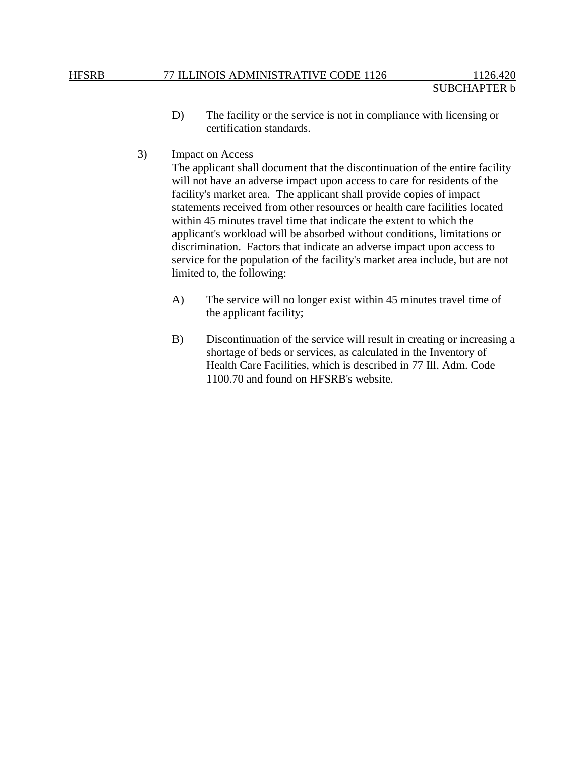D) The facility or the service is not in compliance with licensing or certification standards.

3) Impact on Access

The applicant shall document that the discontinuation of the entire facility will not have an adverse impact upon access to care for residents of the facility's market area. The applicant shall provide copies of impact statements received from other resources or health care facilities located within 45 minutes travel time that indicate the extent to which the applicant's workload will be absorbed without conditions, limitations or discrimination. Factors that indicate an adverse impact upon access to service for the population of the facility's market area include, but are not limited to, the following:

A) The service will no longer exist within 45 minutes travel time of the applicant facility;

B) Discontinuation of the service will result in creating or increasing a shortage of beds or services, as calculated in the Inventory of Health Care Facilities, which is described in 77 Ill. Adm. Code 1100.70 and found on HFSRB's website.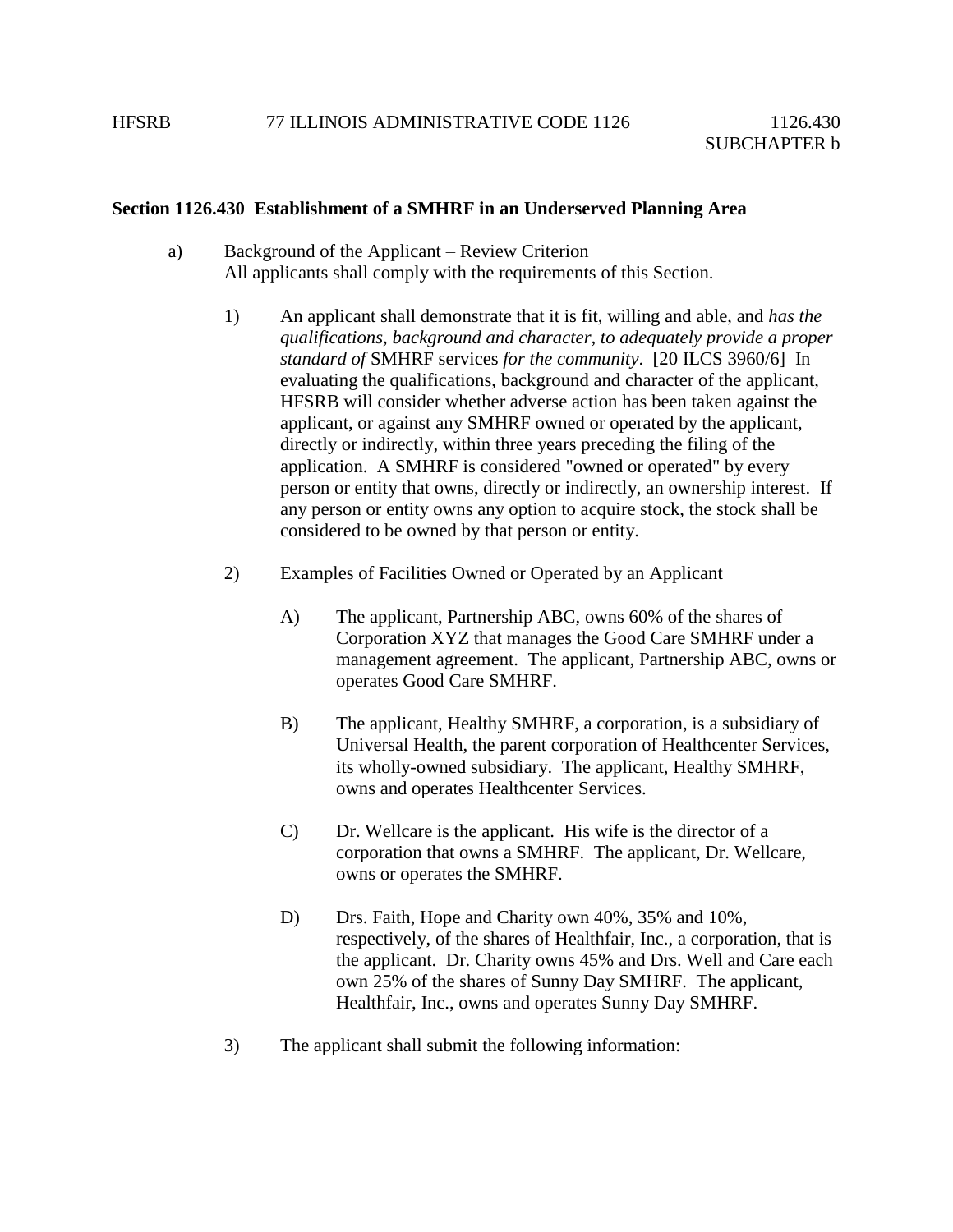**Section 1126.430 Establishment of a SMHRF in an Underserved Planning Area**

a) Background of the Applicant – Review Criterion
All applicants shall comply with the requirements of this Section.

1) An applicant shall demonstrate that it is fit, willing and able, and *has the qualifications, background and character, to adequately provide a proper standard of* SMHRF services *for the community*. [20 ILCS 3960/6] In evaluating the qualifications, background and character of the applicant, HFSRB will consider whether adverse action has been taken against the applicant, or against any SMHRF owned or operated by the applicant, directly or indirectly, within three years preceding the filing of the application. A SMHRF is considered "owned or operated" by every person or entity that owns, directly or indirectly, an ownership interest. If any person or entity owns any option to acquire stock, the stock shall be considered to be owned by that person or entity.

2) Examples of Facilities Owned or Operated by an Applicant

A) The applicant, Partnership ABC, owns 60% of the shares of Corporation XYZ that manages the Good Care SMHRF under a management agreement. The applicant, Partnership ABC, owns or operates Good Care SMHRF.

B) The applicant, Healthy SMHRF, a corporation, is a subsidiary of Universal Health, the parent corporation of Healthcenter Services, its wholly-owned subsidiary. The applicant, Healthy SMHRF, owns and operates Healthcenter Services.

C) Dr. Wellcare is the applicant. His wife is the director of a corporation that owns a SMHRF. The applicant, Dr. Wellcare, owns or operates the SMHRF.

D) Drs. Faith, Hope and Charity own 40%, 35% and 10%, respectively, of the shares of Healthfair, Inc., a corporation, that is the applicant. Dr. Charity owns 45% and Drs. Well and Care each own 25% of the shares of Sunny Day SMHRF. The applicant, Healthfair, Inc., owns and operates Sunny Day SMHRF.

3) The applicant shall submit the following information: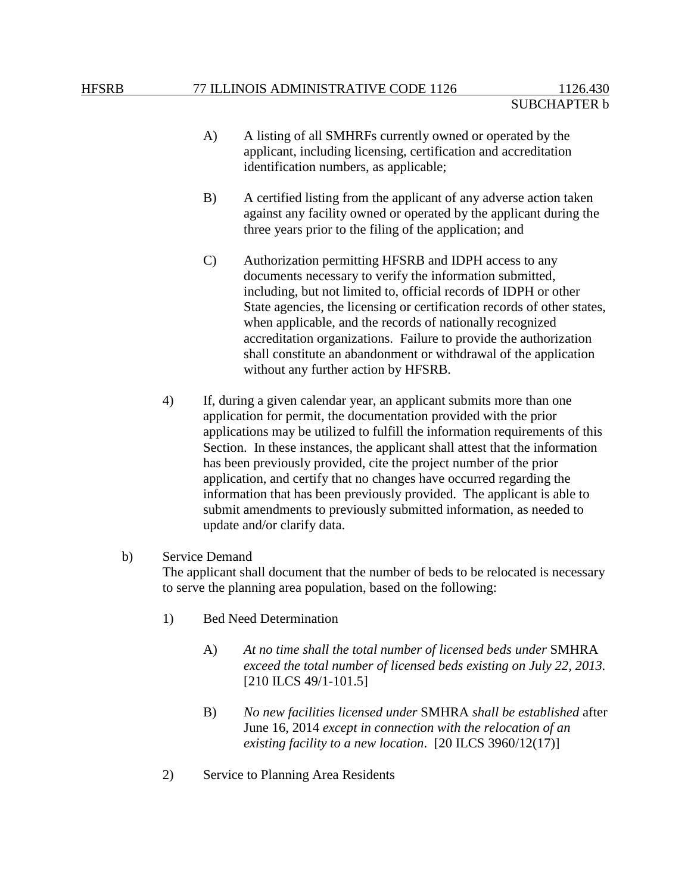A) A listing of all SMHRFs currently owned or operated by the applicant, including licensing, certification and accreditation identification numbers, as applicable;

B) A certified listing from the applicant of any adverse action taken against any facility owned or operated by the applicant during the three years prior to the filing of the application; and

C) Authorization permitting HFSRB and IDPH access to any documents necessary to verify the information submitted, including, but not limited to, official records of IDPH or other State agencies, the licensing or certification records of other states, when applicable, and the records of nationally recognized accreditation organizations. Failure to provide the authorization shall constitute an abandonment or withdrawal of the application without any further action by HFSRB.

4) If, during a given calendar year, an applicant submits more than one application for permit, the documentation provided with the prior applications may be utilized to fulfill the information requirements of this Section. In these instances, the applicant shall attest that the information has been previously provided, cite the project number of the prior application, and certify that no changes have occurred regarding the information that has been previously provided. The applicant is able to submit amendments to previously submitted information, as needed to update and/or clarify data.

b) Service Demand
The applicant shall document that the number of beds to be relocated is necessary to serve the planning area population, based on the following:

1) Bed Need Determination

A) *At no time shall the total number of licensed beds under* SMHRA *exceed the total number of licensed beds existing on July 22, 2013.* [210 ILCS 49/1-101.5]

B) *No new facilities licensed under* SMHRA *shall be established* after June 16, 2014 *except in connection with the relocation of an existing facility to a new location*. [20 ILCS 3960/12(17)]

2) Service to Planning Area Residents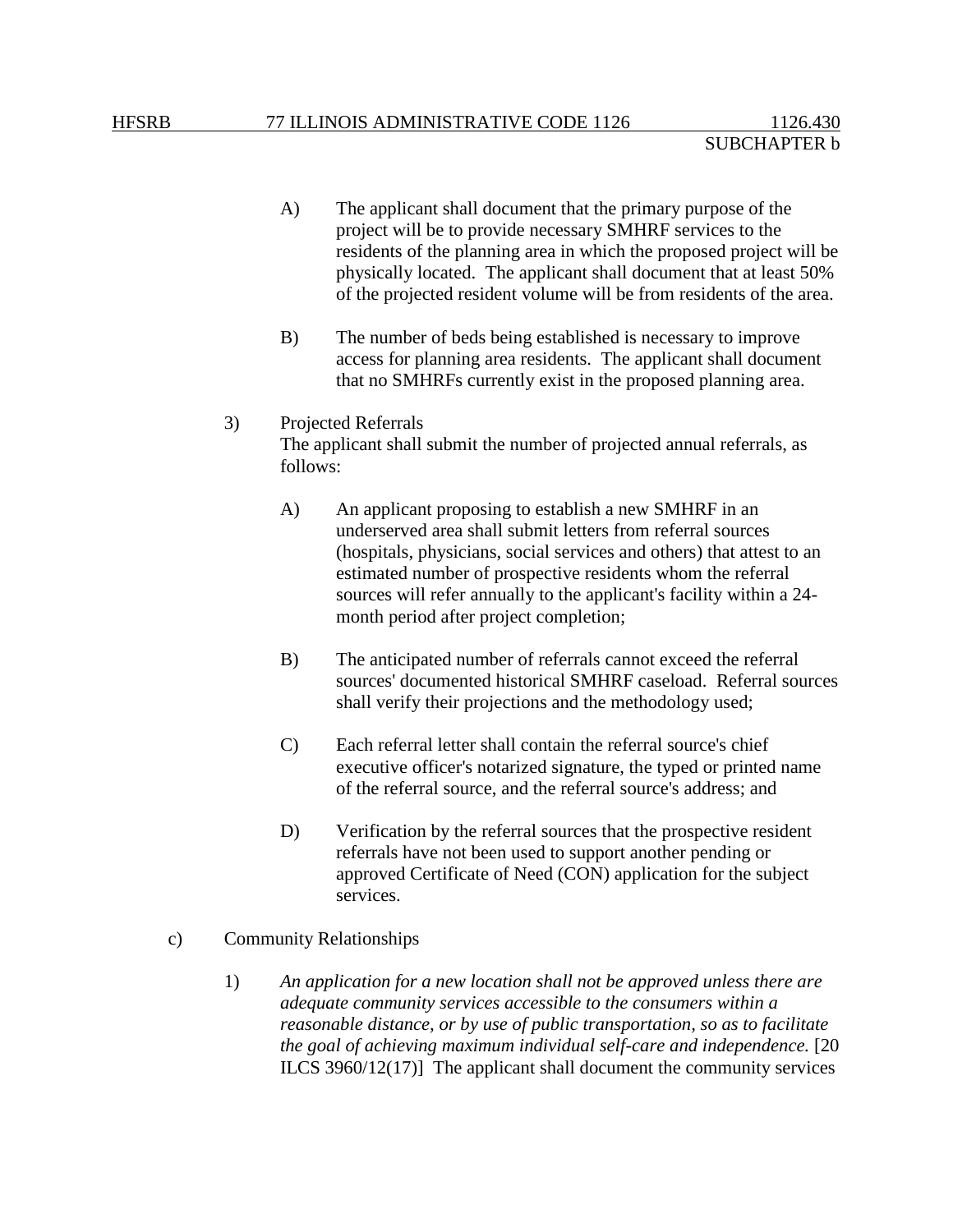A) The applicant shall document that the primary purpose of the project will be to provide necessary SMHRF services to the residents of the planning area in which the proposed project will be physically located. The applicant shall document that at least 50% of the projected resident volume will be from residents of the area.

B) The number of beds being established is necessary to improve access for planning area residents. The applicant shall document that no SMHRFs currently exist in the proposed planning area.

3) Projected Referrals
The applicant shall submit the number of projected annual referrals, as follows:

A) An applicant proposing to establish a new SMHRF in an underserved area shall submit letters from referral sources (hospitals, physicians, social services and others) that attest to an estimated number of prospective residents whom the referral sources will refer annually to the applicant's facility within a 24-month period after project completion;

B) The anticipated number of referrals cannot exceed the referral sources' documented historical SMHRF caseload. Referral sources shall verify their projections and the methodology used;

C) Each referral letter shall contain the referral source's chief executive officer's notarized signature, the typed or printed name of the referral source, and the referral source's address; and

D) Verification by the referral sources that the prospective resident referrals have not been used to support another pending or approved Certificate of Need (CON) application for the subject services.

c) Community Relationships

1) *An application for a new location shall not be approved unless there are adequate community services accessible to the consumers within a reasonable distance, or by use of public transportation, so as to facilitate the goal of achieving maximum individual self-care and independence.* [20 ILCS 3960/12(17)] The applicant shall document the community services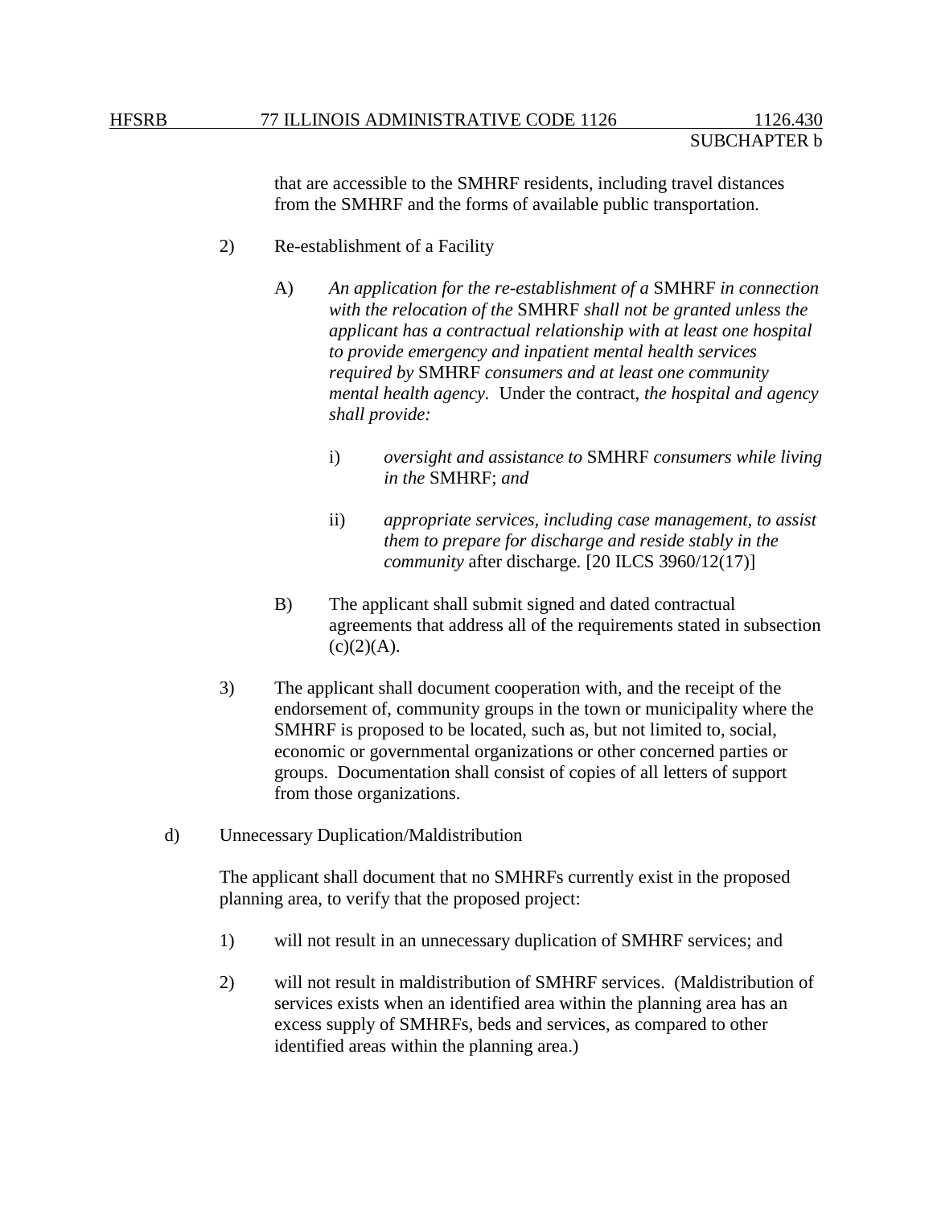that are accessible to the SMHRF residents, including travel distances from the SMHRF and the forms of available public transportation.

2) Re-establishment of a Facility

A) *An application for the re-establishment of a* SMHRF *in connection with the relocation of the* SMHRF *shall not be granted unless the applicant has a contractual relationship with at least one hospital to provide emergency and inpatient mental health services required by* SMHRF *consumers and at least one community mental health agency.* Under the contract, *the hospital and agency shall provide:*

i) *oversight and assistance to* SMHRF *consumers while living in the* SMHRF; *and*

ii) *appropriate services, including case management, to assist them to prepare for discharge and reside stably in the community* after discharge. [20 ILCS 3960/12(17)]

B) The applicant shall submit signed and dated contractual agreements that address all of the requirements stated in subsection (c)(2)(A).

3) The applicant shall document cooperation with, and the receipt of the endorsement of, community groups in the town or municipality where the SMHRF is proposed to be located, such as, but not limited to, social, economic or governmental organizations or other concerned parties or groups. Documentation shall consist of copies of all letters of support from those organizations.

d) Unnecessary Duplication/Maldistribution

The applicant shall document that no SMHRFs currently exist in the proposed planning area, to verify that the proposed project:

1) will not result in an unnecessary duplication of SMHRF services; and

2) will not result in maldistribution of SMHRF services. (Maldistribution of services exists when an identified area within the planning area has an excess supply of SMHRFs, beds and services, as compared to other identified areas within the planning area.)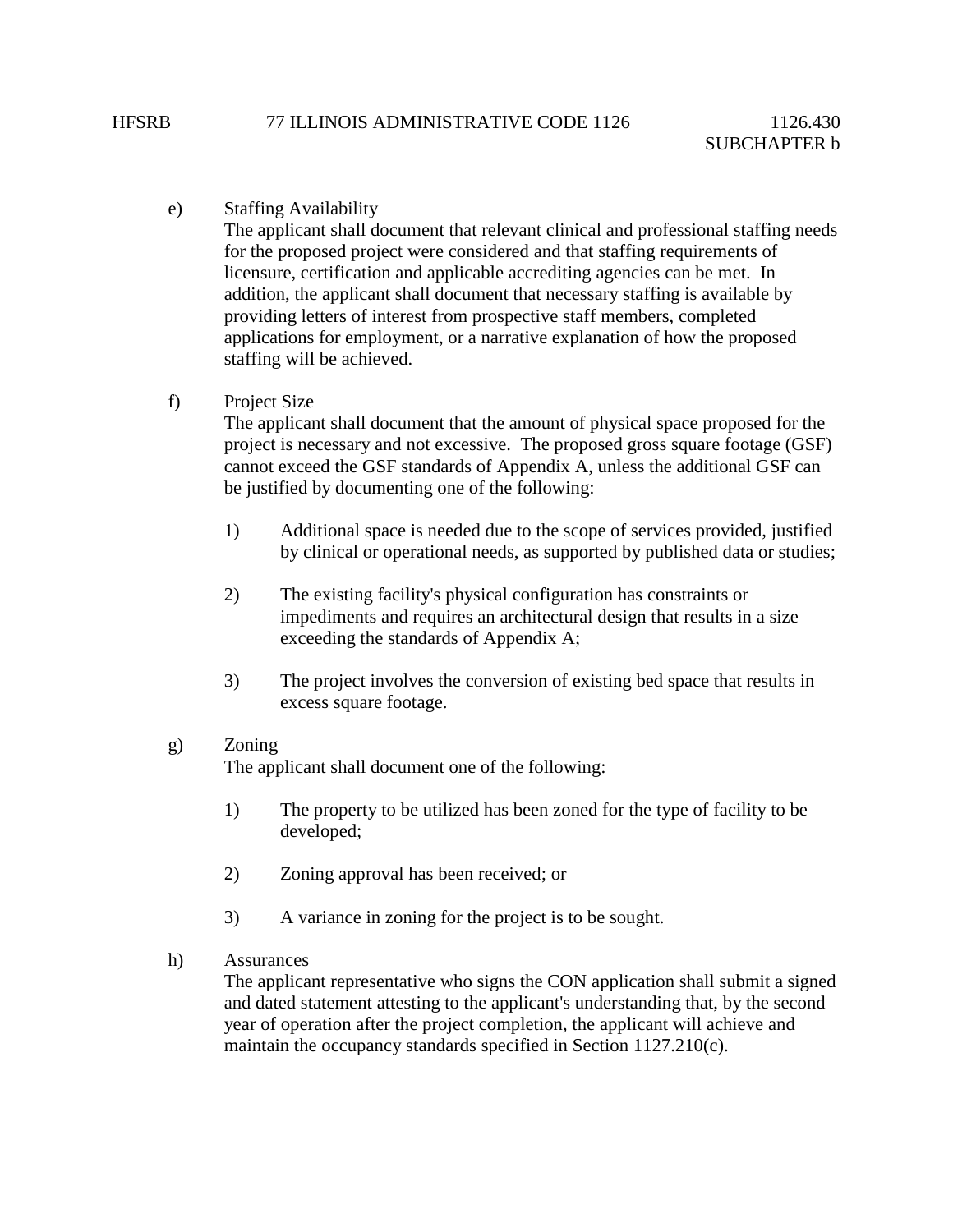e) Staffing Availability

The applicant shall document that relevant clinical and professional staffing needs for the proposed project were considered and that staffing requirements of licensure, certification and applicable accrediting agencies can be met. In addition, the applicant shall document that necessary staffing is available by providing letters of interest from prospective staff members, completed applications for employment, or a narrative explanation of how the proposed staffing will be achieved.

f) Project Size

The applicant shall document that the amount of physical space proposed for the project is necessary and not excessive. The proposed gross square footage (GSF) cannot exceed the GSF standards of Appendix A, unless the additional GSF can be justified by documenting one of the following:

1) Additional space is needed due to the scope of services provided, justified by clinical or operational needs, as supported by published data or studies;

2) The existing facility's physical configuration has constraints or impediments and requires an architectural design that results in a size exceeding the standards of Appendix A;

3) The project involves the conversion of existing bed space that results in excess square footage.

g) Zoning

The applicant shall document one of the following:

1) The property to be utilized has been zoned for the type of facility to be developed;

2) Zoning approval has been received; or

3) A variance in zoning for the project is to be sought.

h) Assurances

The applicant representative who signs the CON application shall submit a signed and dated statement attesting to the applicant's understanding that, by the second year of operation after the project completion, the applicant will achieve and maintain the occupancy standards specified in Section 1127.210(c).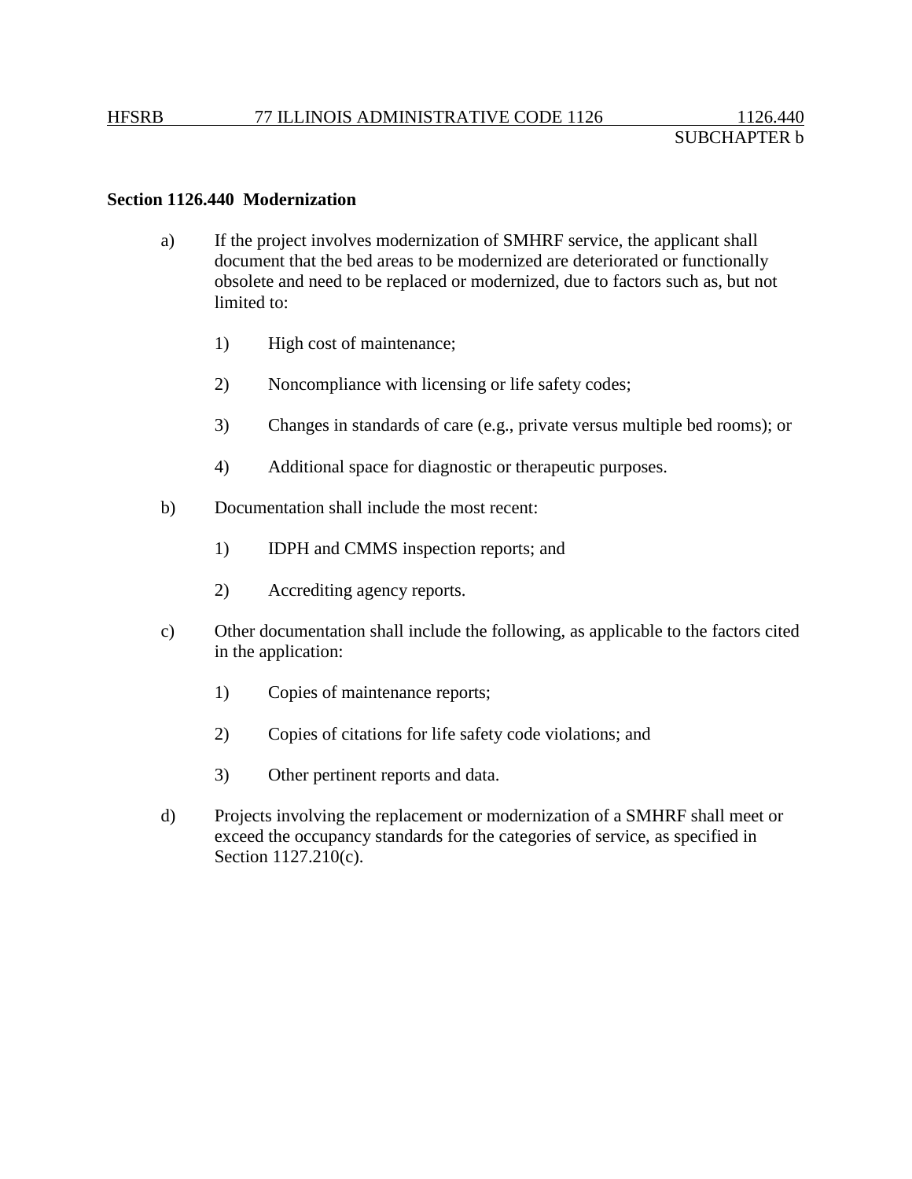**Section 1126.440 Modernization**

a) If the project involves modernization of SMHRF service, the applicant shall document that the bed areas to be modernized are deteriorated or functionally obsolete and need to be replaced or modernized, due to factors such as, but not limited to:

1) High cost of maintenance;

2) Noncompliance with licensing or life safety codes;

3) Changes in standards of care (e.g., private versus multiple bed rooms); or

4) Additional space for diagnostic or therapeutic purposes.

b) Documentation shall include the most recent:

1) IDPH and CMMS inspection reports; and

2) Accrediting agency reports.

c) Other documentation shall include the following, as applicable to the factors cited in the application:

1) Copies of maintenance reports;

2) Copies of citations for life safety code violations; and

3) Other pertinent reports and data.

d) Projects involving the replacement or modernization of a SMHRF shall meet or exceed the occupancy standards for the categories of service, as specified in Section 1127.210(c).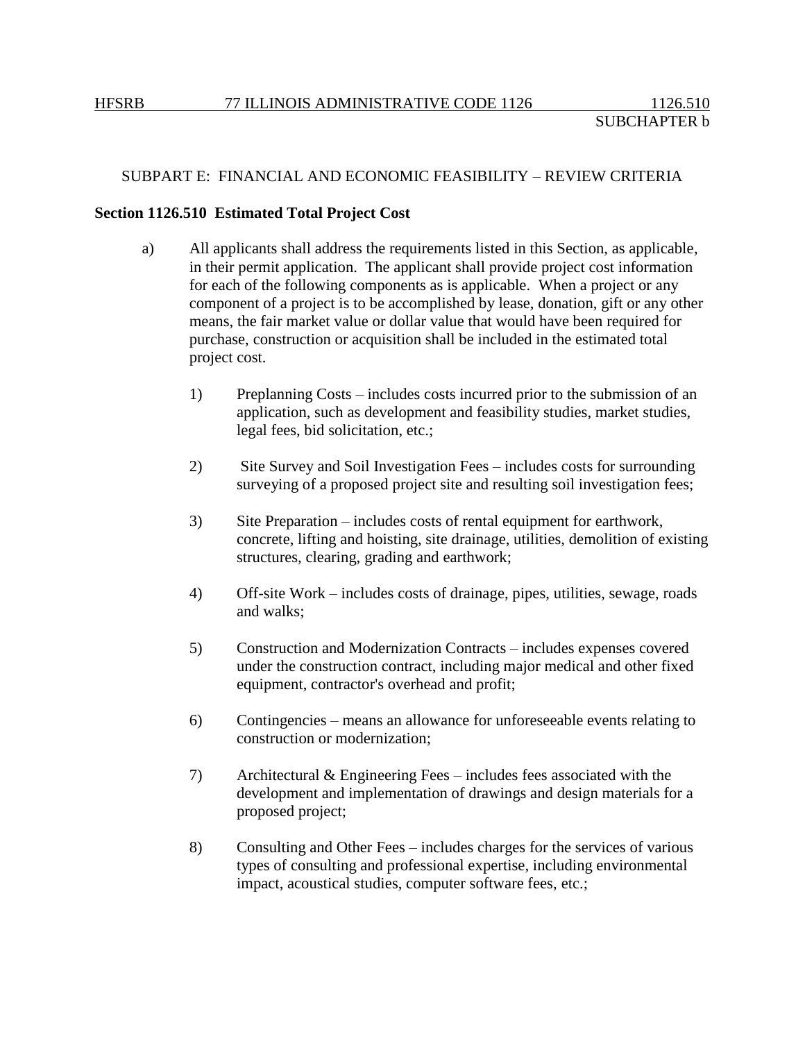SUBPART E: FINANCIAL AND ECONOMIC FEASIBILITY – REVIEW CRITERIA

**Section 1126.510 Estimated Total Project Cost**

a) All applicants shall address the requirements listed in this Section, as applicable, in their permit application. The applicant shall provide project cost information for each of the following components as is applicable. When a project or any component of a project is to be accomplished by lease, donation, gift or any other means, the fair market value or dollar value that would have been required for purchase, construction or acquisition shall be included in the estimated total project cost.

1) Preplanning Costs – includes costs incurred prior to the submission of an application, such as development and feasibility studies, market studies, legal fees, bid solicitation, etc.;

2) Site Survey and Soil Investigation Fees – includes costs for surrounding surveying of a proposed project site and resulting soil investigation fees;

3) Site Preparation – includes costs of rental equipment for earthwork, concrete, lifting and hoisting, site drainage, utilities, demolition of existing structures, clearing, grading and earthwork;

4) Off-site Work – includes costs of drainage, pipes, utilities, sewage, roads and walks;

5) Construction and Modernization Contracts – includes expenses covered under the construction contract, including major medical and other fixed equipment, contractor's overhead and profit;

6) Contingencies – means an allowance for unforeseeable events relating to construction or modernization;

7) Architectural & Engineering Fees – includes fees associated with the development and implementation of drawings and design materials for a proposed project;

8) Consulting and Other Fees – includes charges for the services of various types of consulting and professional expertise, including environmental impact, acoustical studies, computer software fees, etc.;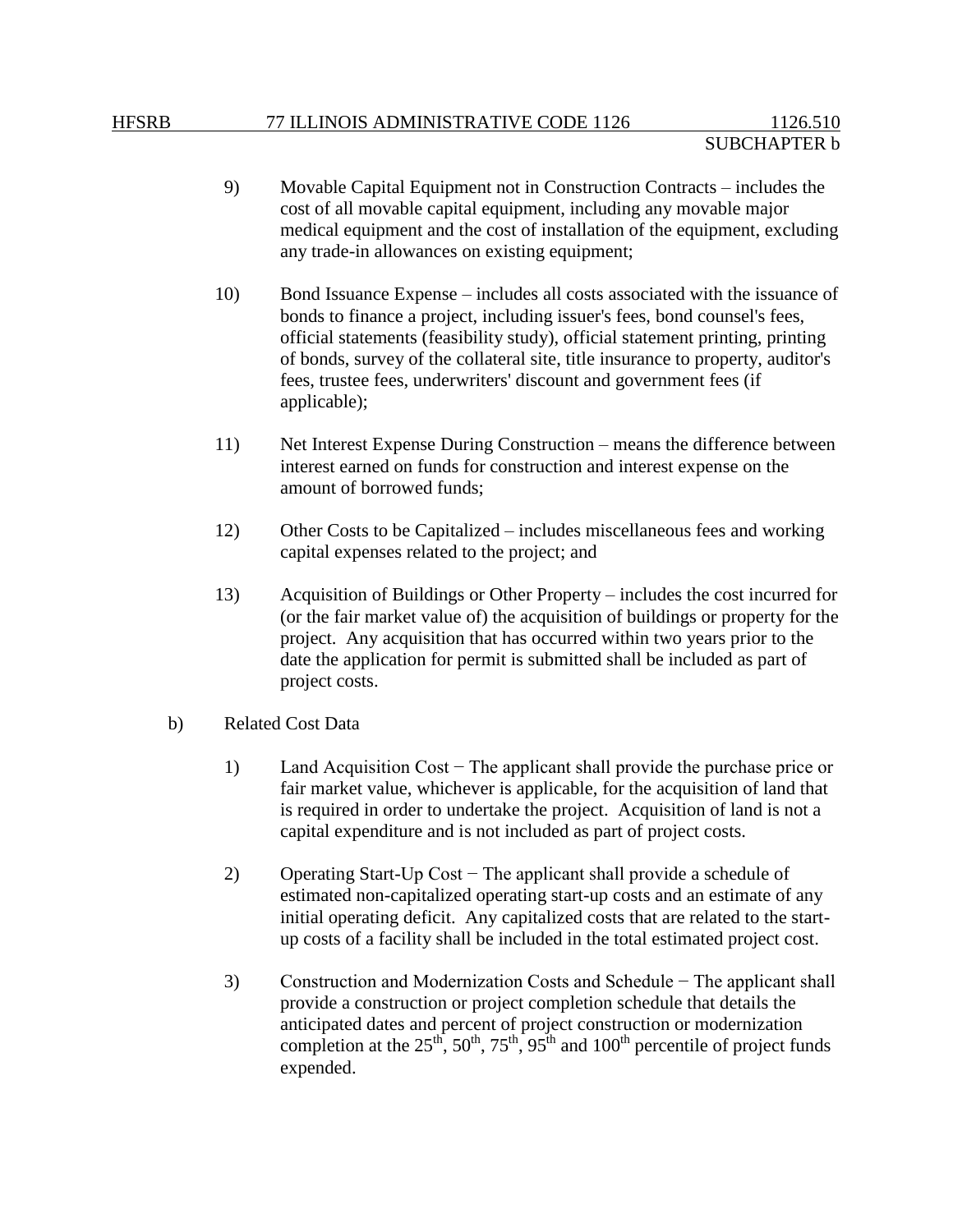9) Movable Capital Equipment not in Construction Contracts – includes the cost of all movable capital equipment, including any movable major medical equipment and the cost of installation of the equipment, excluding any trade-in allowances on existing equipment;

10) Bond Issuance Expense – includes all costs associated with the issuance of bonds to finance a project, including issuer's fees, bond counsel's fees, official statements (feasibility study), official statement printing, printing of bonds, survey of the collateral site, title insurance to property, auditor's fees, trustee fees, underwriters' discount and government fees (if applicable);

11) Net Interest Expense During Construction – means the difference between interest earned on funds for construction and interest expense on the amount of borrowed funds;

12) Other Costs to be Capitalized – includes miscellaneous fees and working capital expenses related to the project; and

13) Acquisition of Buildings or Other Property – includes the cost incurred for (or the fair market value of) the acquisition of buildings or property for the project. Any acquisition that has occurred within two years prior to the date the application for permit is submitted shall be included as part of project costs.

b) Related Cost Data

1) Land Acquisition Cost − The applicant shall provide the purchase price or fair market value, whichever is applicable, for the acquisition of land that is required in order to undertake the project. Acquisition of land is not a capital expenditure and is not included as part of project costs.

2) Operating Start-Up Cost − The applicant shall provide a schedule of estimated non-capitalized operating start-up costs and an estimate of any initial operating deficit. Any capitalized costs that are related to the start-up costs of a facility shall be included in the total estimated project cost.

3) Construction and Modernization Costs and Schedule − The applicant shall provide a construction or project completion schedule that details the anticipated dates and percent of project construction or modernization completion at the 25th, 50th, 75th, 95th and 100th percentile of project funds expended.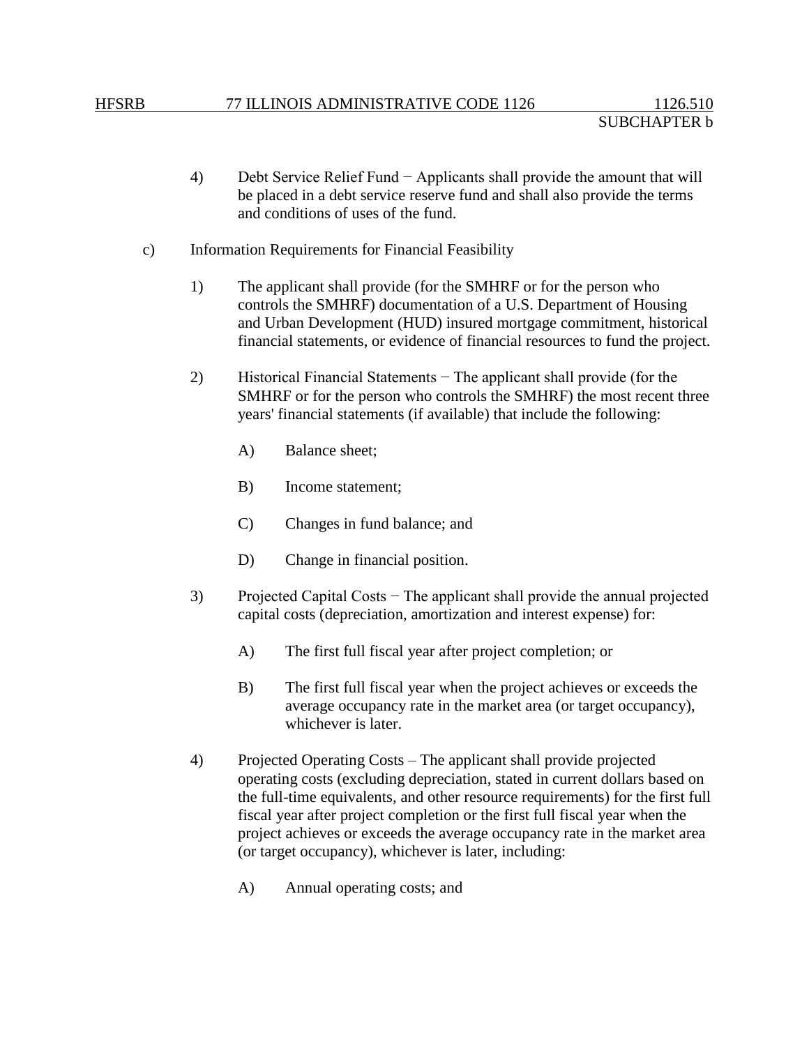4) Debt Service Relief Fund − Applicants shall provide the amount that will be placed in a debt service reserve fund and shall also provide the terms and conditions of uses of the fund.

c) Information Requirements for Financial Feasibility

1) The applicant shall provide (for the SMHRF or for the person who controls the SMHRF) documentation of a U.S. Department of Housing and Urban Development (HUD) insured mortgage commitment, historical financial statements, or evidence of financial resources to fund the project.

2) Historical Financial Statements − The applicant shall provide (for the SMHRF or for the person who controls the SMHRF) the most recent three years' financial statements (if available) that include the following:

A) Balance sheet;

B) Income statement;

C) Changes in fund balance; and

D) Change in financial position.

3) Projected Capital Costs − The applicant shall provide the annual projected capital costs (depreciation, amortization and interest expense) for:

A) The first full fiscal year after project completion; or

B) The first full fiscal year when the project achieves or exceeds the average occupancy rate in the market area (or target occupancy), whichever is later.

4) Projected Operating Costs – The applicant shall provide projected operating costs (excluding depreciation, stated in current dollars based on the full-time equivalents, and other resource requirements) for the first full fiscal year after project completion or the first full fiscal year when the project achieves or exceeds the average occupancy rate in the market area (or target occupancy), whichever is later, including:

A) Annual operating costs; and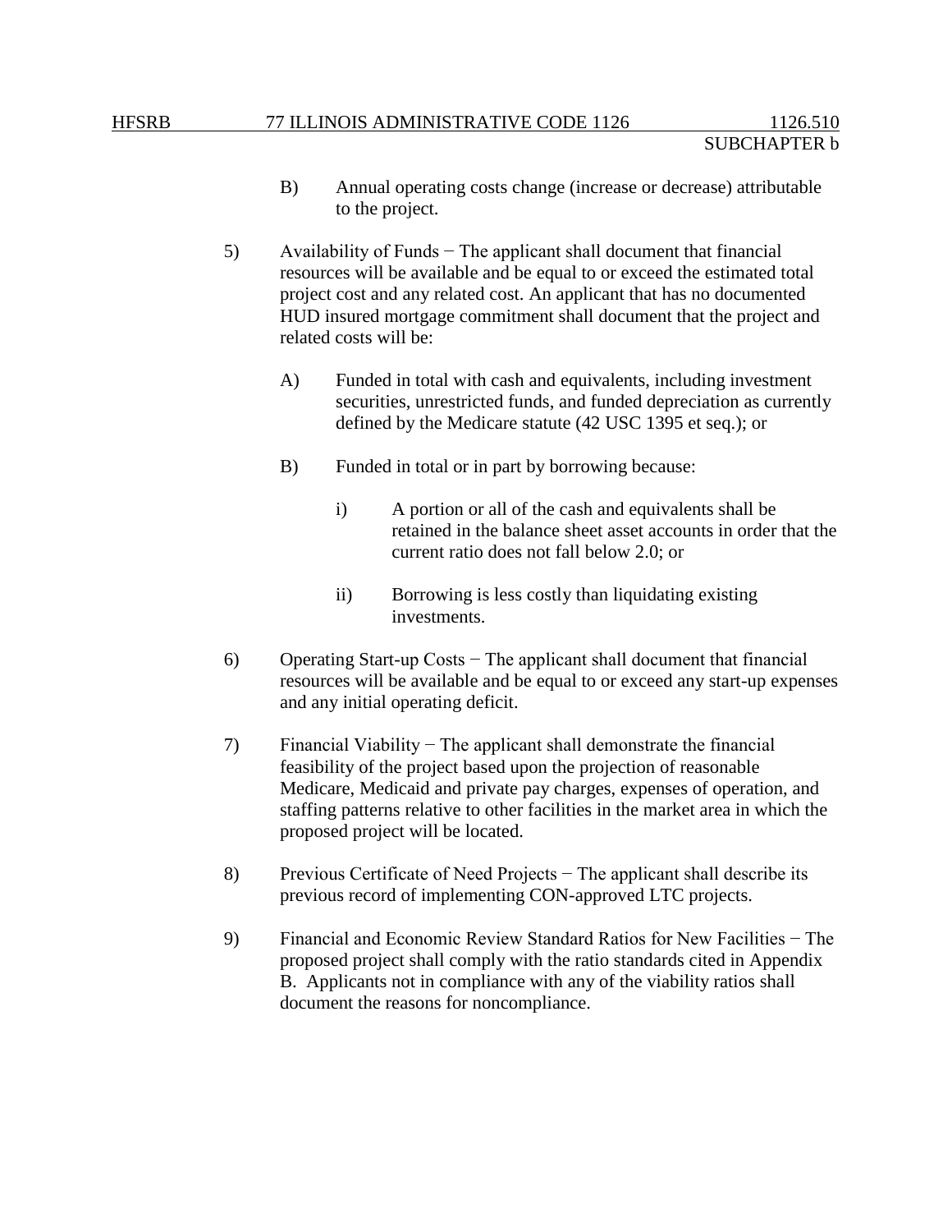B) Annual operating costs change (increase or decrease) attributable to the project.

5) Availability of Funds − The applicant shall document that financial resources will be available and be equal to or exceed the estimated total project cost and any related cost. An applicant that has no documented HUD insured mortgage commitment shall document that the project and related costs will be:

   A) Funded in total with cash and equivalents, including investment securities, unrestricted funds, and funded depreciation as currently defined by the Medicare statute (42 USC 1395 et seq.); or

   B) Funded in total or in part by borrowing because:

      i) A portion or all of the cash and equivalents shall be retained in the balance sheet asset accounts in order that the current ratio does not fall below 2.0; or

      ii) Borrowing is less costly than liquidating existing investments.

6) Operating Start-up Costs − The applicant shall document that financial resources will be available and be equal to or exceed any start-up expenses and any initial operating deficit.

7) Financial Viability − The applicant shall demonstrate the financial feasibility of the project based upon the projection of reasonable Medicare, Medicaid and private pay charges, expenses of operation, and staffing patterns relative to other facilities in the market area in which the proposed project will be located.

8) Previous Certificate of Need Projects − The applicant shall describe its previous record of implementing CON-approved LTC projects.

9) Financial and Economic Review Standard Ratios for New Facilities − The proposed project shall comply with the ratio standards cited in Appendix B. Applicants not in compliance with any of the viability ratios shall document the reasons for noncompliance.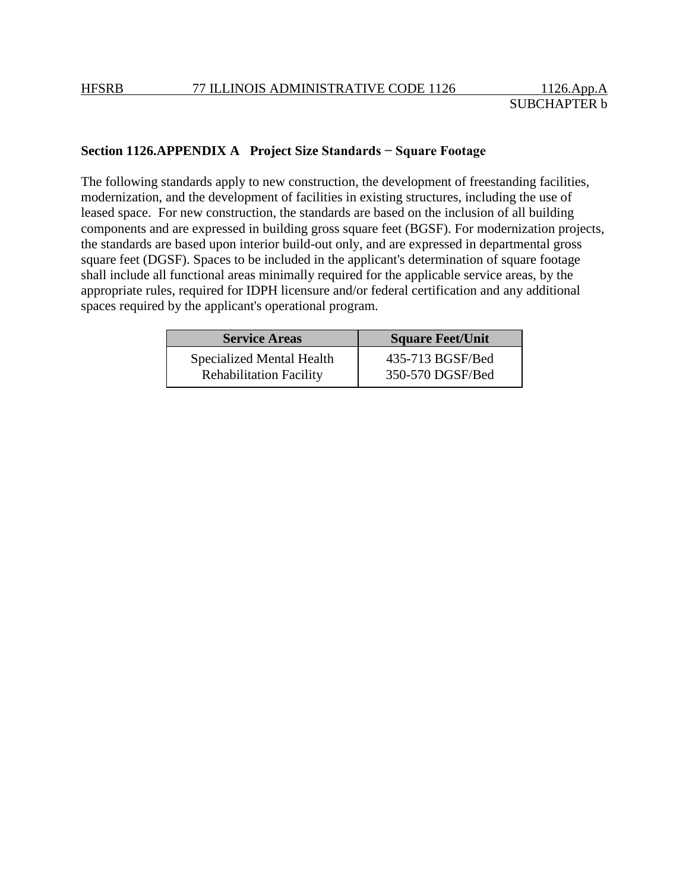## Section 1126.APPENDIX A Project Size Standards − Square Footage

The following standards apply to new construction, the development of freestanding facilities, modernization, and the development of facilities in existing structures, including the use of leased space. For new construction, the standards are based on the inclusion of all building components and are expressed in building gross square feet (BGSF). For modernization projects, the standards are based upon interior build-out only, and are expressed in departmental gross square feet (DGSF). Spaces to be included in the applicant's determination of square footage shall include all functional areas minimally required for the applicable service areas, by the appropriate rules, required for IDPH licensure and/or federal certification and any additional spaces required by the applicant's operational program.

| Service Areas | Square Feet/Unit |
|---|---|
| Specialized Mental Health Rehabilitation Facility | 435-713 BGSF/Bed<br>350-570 DGSF/Bed |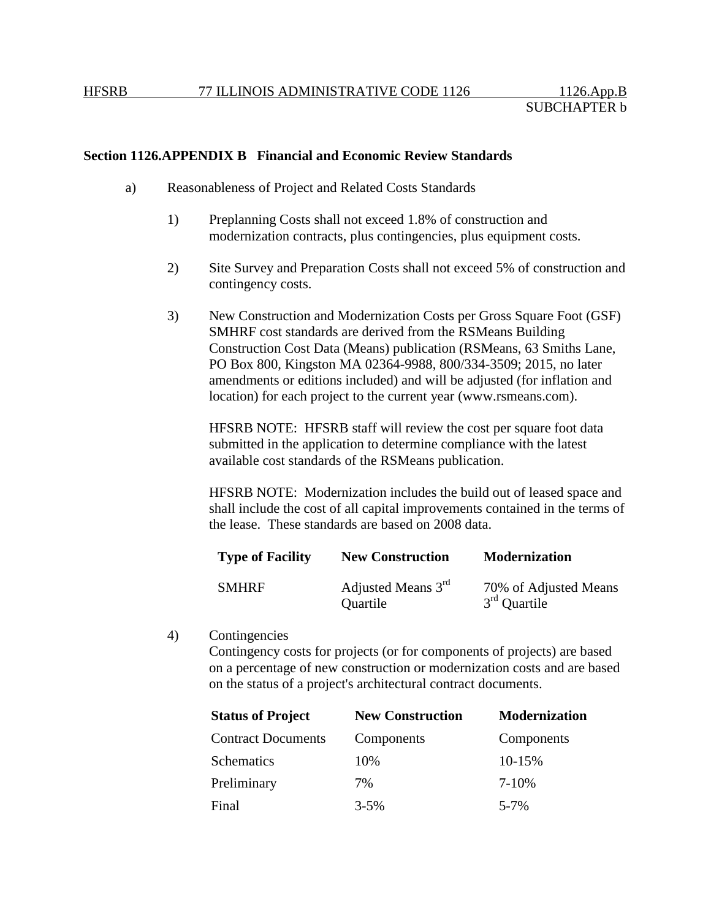**Section 1126.APPENDIX B Financial and Economic Review Standards**

a) Reasonableness of Project and Related Costs Standards

1) Preplanning Costs shall not exceed 1.8% of construction and modernization contracts, plus contingencies, plus equipment costs.

2) Site Survey and Preparation Costs shall not exceed 5% of construction and contingency costs.

3) New Construction and Modernization Costs per Gross Square Foot (GSF) SMHRF cost standards are derived from the RSMeans Building Construction Cost Data (Means) publication (RSMeans, 63 Smiths Lane, PO Box 800, Kingston MA 02364-9988, 800/334-3509; 2015, no later amendments or editions included) and will be adjusted (for inflation and location) for each project to the current year (www.rsmeans.com).

HFSRB NOTE: HFSRB staff will review the cost per square foot data submitted in the application to determine compliance with the latest available cost standards of the RSMeans publication.

HFSRB NOTE: Modernization includes the build out of leased space and shall include the cost of all capital improvements contained in the terms of the lease. These standards are based on 2008 data.

| Type of Facility | New Construction | Modernization |
|---|---|---|
| SMHRF | Adjusted Means 3rd Quartile | 70% of Adjusted Means 3rd Quartile |

4) Contingencies
Contingency costs for projects (or for components of projects) are based on a percentage of new construction or modernization costs and are based on the status of a project's architectural contract documents.

| Status of Project | New Construction | Modernization |
|---|---|---|
| Contract Documents | Components | Components |
| Schematics | 10% | 10-15% |
| Preliminary | 7% | 7-10% |
| Final | 3-5% | 5-7% |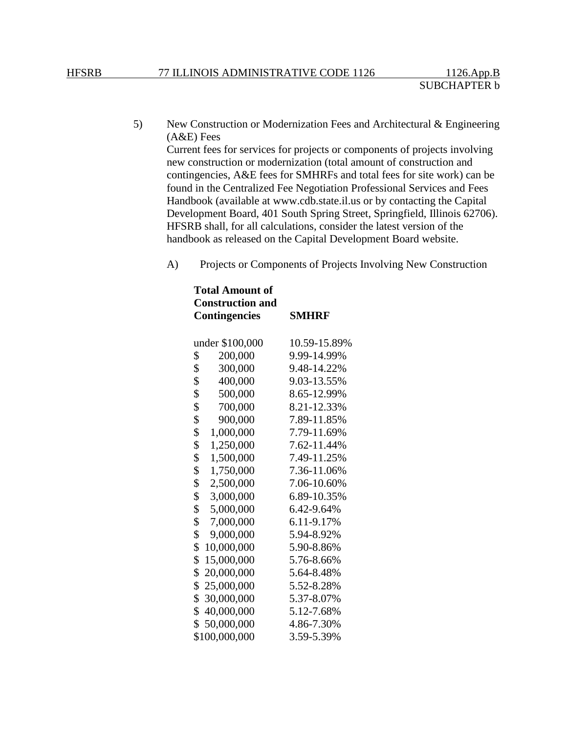5) New Construction or Modernization Fees and Architectural & Engineering (A&E) Fees

Current fees for services for projects or components of projects involving new construction or modernization (total amount of construction and contingencies, A&E fees for SMHRFs and total fees for site work) can be found in the Centralized Fee Negotiation Professional Services and Fees Handbook (available at www.cdb.state.il.us or by contacting the Capital Development Board, 401 South Spring Street, Springfield, Illinois 62706). HFSRB shall, for all calculations, consider the latest version of the handbook as released on the Capital Development Board website.

A) Projects or Components of Projects Involving New Construction

| Total Amount of Construction and Contingencies | SMHRF |
|---|---|
| under $100,000 | 10.59-15.89% |
| $ 200,000 | 9.99-14.99% |
| $ 300,000 | 9.48-14.22% |
| $ 400,000 | 9.03-13.55% |
| $ 500,000 | 8.65-12.99% |
| $ 700,000 | 8.21-12.33% |
| $ 900,000 | 7.89-11.85% |
| $ 1,000,000 | 7.79-11.69% |
| $ 1,250,000 | 7.62-11.44% |
| $ 1,500,000 | 7.49-11.25% |
| $ 1,750,000 | 7.36-11.06% |
| $ 2,500,000 | 7.06-10.60% |
| $ 3,000,000 | 6.89-10.35% |
| $ 5,000,000 | 6.42-9.64% |
| $ 7,000,000 | 6.11-9.17% |
| $ 9,000,000 | 5.94-8.92% |
| $ 10,000,000 | 5.90-8.86% |
| $ 15,000,000 | 5.76-8.66% |
| $ 20,000,000 | 5.64-8.48% |
| $ 25,000,000 | 5.52-8.28% |
| $ 30,000,000 | 5.37-8.07% |
| $ 40,000,000 | 5.12-7.68% |
| $ 50,000,000 | 4.86-7.30% |
| $100,000,000 | 3.59-5.39% |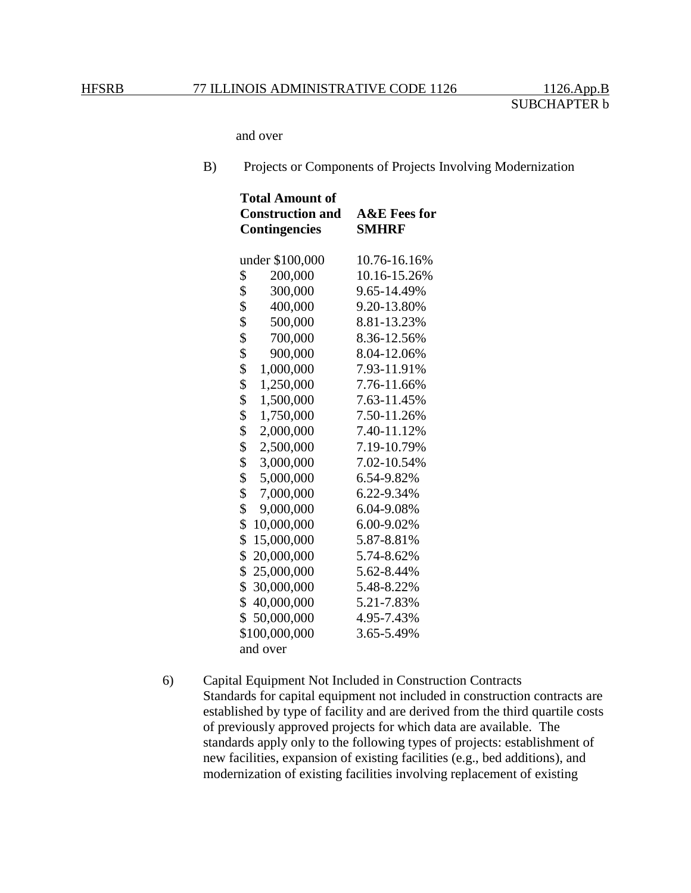and over

B) Projects or Components of Projects Involving Modernization

| Total Amount of Construction and Contingencies | A&E Fees for SMHRF |
|---|---|
| under $100,000 | 10.76-16.16% |
| $ 200,000 | 10.16-15.26% |
| $ 300,000 | 9.65-14.49% |
| $ 400,000 | 9.20-13.80% |
| $ 500,000 | 8.81-13.23% |
| $ 700,000 | 8.36-12.56% |
| $ 900,000 | 8.04-12.06% |
| $ 1,000,000 | 7.93-11.91% |
| $ 1,250,000 | 7.76-11.66% |
| $ 1,500,000 | 7.63-11.45% |
| $ 1,750,000 | 7.50-11.26% |
| $ 2,000,000 | 7.40-11.12% |
| $ 2,500,000 | 7.19-10.79% |
| $ 3,000,000 | 7.02-10.54% |
| $ 5,000,000 | 6.54-9.82% |
| $ 7,000,000 | 6.22-9.34% |
| $ 9,000,000 | 6.04-9.08% |
| $ 10,000,000 | 6.00-9.02% |
| $ 15,000,000 | 5.87-8.81% |
| $ 20,000,000 | 5.74-8.62% |
| $ 25,000,000 | 5.62-8.44% |
| $ 30,000,000 | 5.48-8.22% |
| $ 40,000,000 | 5.21-7.83% |
| $ 50,000,000 | 4.95-7.43% |
| $100,000,000 and over | 3.65-5.49% |

6) Capital Equipment Not Included in Construction Contracts
Standards for capital equipment not included in construction contracts are established by type of facility and are derived from the third quartile costs of previously approved projects for which data are available. The standards apply only to the following types of projects: establishment of new facilities, expansion of existing facilities (e.g., bed additions), and modernization of existing facilities involving replacement of existing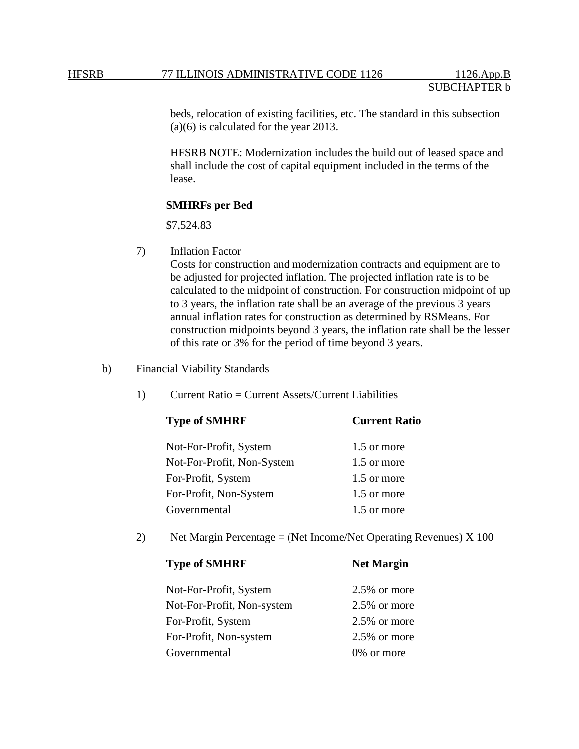beds, relocation of existing facilities, etc. The standard in this subsection (a)(6) is calculated for the year 2013.

HFSRB NOTE: Modernization includes the build out of leased space and shall include the cost of capital equipment included in the terms of the lease.

**SMHRFs per Bed**

$7,524.83

7) Inflation Factor
Costs for construction and modernization contracts and equipment are to be adjusted for projected inflation. The projected inflation rate is to be calculated to the midpoint of construction. For construction midpoint of up to 3 years, the inflation rate shall be an average of the previous 3 years annual inflation rates for construction as determined by RSMeans. For construction midpoints beyond 3 years, the inflation rate shall be the lesser of this rate or 3% for the period of time beyond 3 years.

b) Financial Viability Standards

1) Current Ratio = Current Assets/Current Liabilities

| **Type of SMHRF** | **Current Ratio** |
|---|---|
| Not-For-Profit, System | 1.5 or more |
| Not-For-Profit, Non-System | 1.5 or more |
| For-Profit, System | 1.5 or more |
| For-Profit, Non-System | 1.5 or more |
| Governmental | 1.5 or more |

2) Net Margin Percentage = (Net Income/Net Operating Revenues) X 100

| **Type of SMHRF** | **Net Margin** |
|---|---|
| Not-For-Profit, System | 2.5% or more |
| Not-For-Profit, Non-system | 2.5% or more |
| For-Profit, System | 2.5% or more |
| For-Profit, Non-system | 2.5% or more |
| Governmental | 0% or more |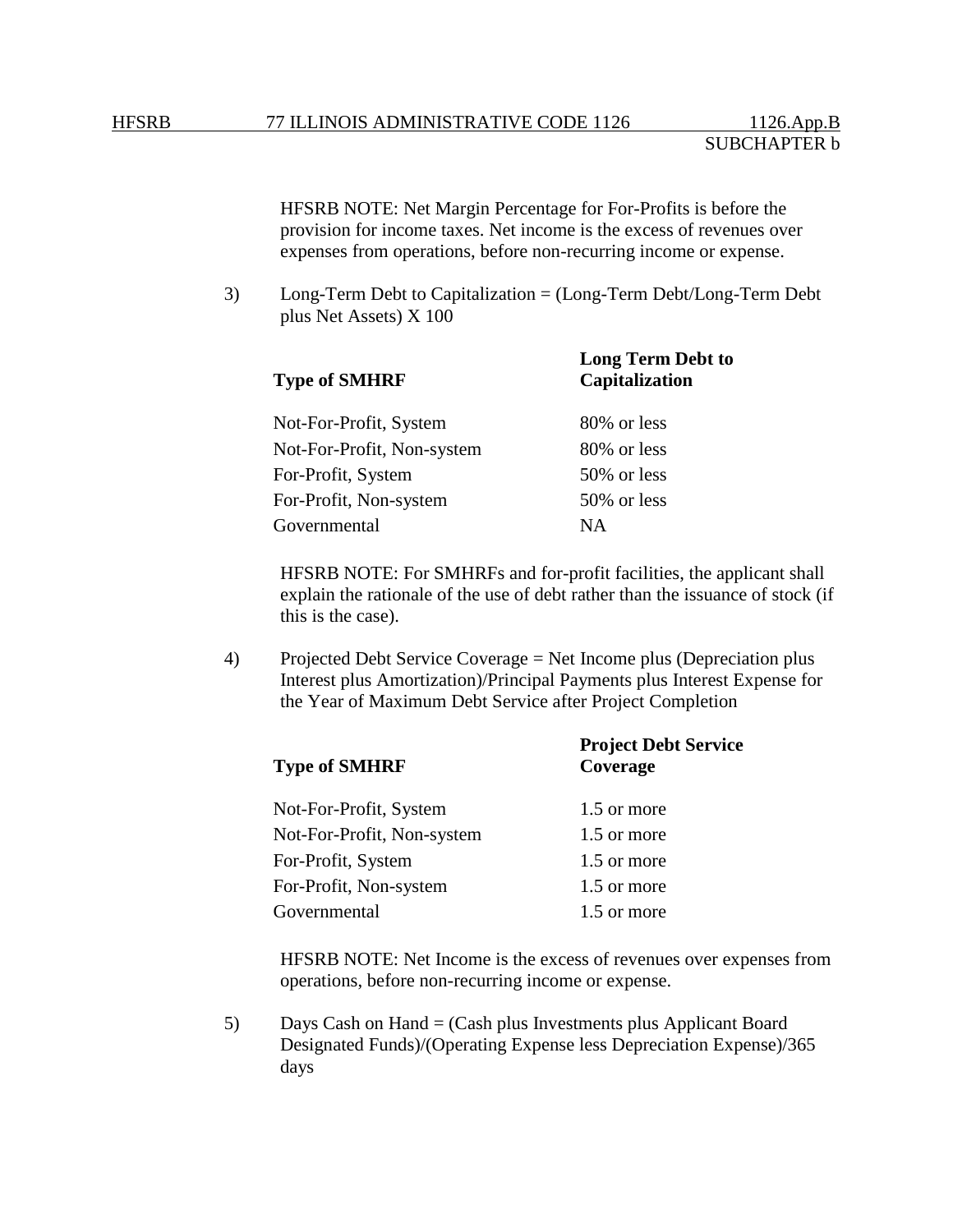HFSRB NOTE: Net Margin Percentage for For-Profits is before the provision for income taxes. Net income is the excess of revenues over expenses from operations, before non-recurring income or expense.

3) Long-Term Debt to Capitalization = (Long-Term Debt/Long-Term Debt plus Net Assets) X 100

| Type of SMHRF | Long Term Debt to Capitalization |
|---|---|
| Not-For-Profit, System | 80% or less |
| Not-For-Profit, Non-system | 80% or less |
| For-Profit, System | 50% or less |
| For-Profit, Non-system | 50% or less |
| Governmental | NA |

HFSRB NOTE: For SMHRFs and for-profit facilities, the applicant shall explain the rationale of the use of debt rather than the issuance of stock (if this is the case).

4) Projected Debt Service Coverage = Net Income plus (Depreciation plus Interest plus Amortization)/Principal Payments plus Interest Expense for the Year of Maximum Debt Service after Project Completion

| Type of SMHRF | Project Debt Service Coverage |
|---|---|
| Not-For-Profit, System | 1.5 or more |
| Not-For-Profit, Non-system | 1.5 or more |
| For-Profit, System | 1.5 or more |
| For-Profit, Non-system | 1.5 or more |
| Governmental | 1.5 or more |

HFSRB NOTE: Net Income is the excess of revenues over expenses from operations, before non-recurring income or expense.

5) Days Cash on Hand = (Cash plus Investments plus Applicant Board Designated Funds)/(Operating Expense less Depreciation Expense)/365 days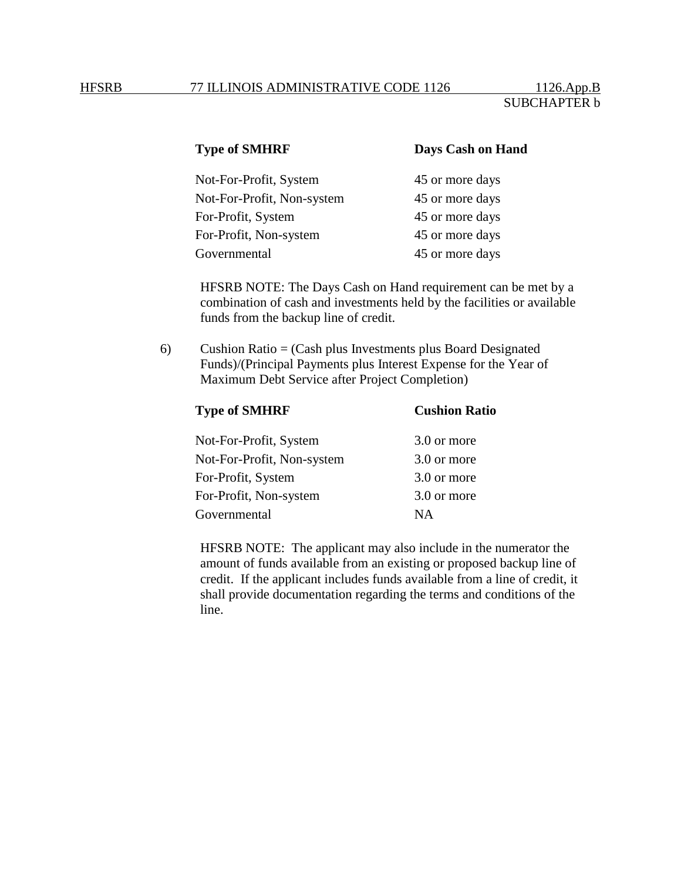| Type of SMHRF | Days Cash on Hand |
|---|---|
| Not-For-Profit, System | 45 or more days |
| Not-For-Profit, Non-system | 45 or more days |
| For-Profit, System | 45 or more days |
| For-Profit, Non-system | 45 or more days |
| Governmental | 45 or more days |

HFSRB NOTE: The Days Cash on Hand requirement can be met by a combination of cash and investments held by the facilities or available funds from the backup line of credit.

6) Cushion Ratio = (Cash plus Investments plus Board Designated Funds)/(Principal Payments plus Interest Expense for the Year of Maximum Debt Service after Project Completion)

| Type of SMHRF | Cushion Ratio |
|---|---|
| Not-For-Profit, System | 3.0 or more |
| Not-For-Profit, Non-system | 3.0 or more |
| For-Profit, System | 3.0 or more |
| For-Profit, Non-system | 3.0 or more |
| Governmental | NA |

HFSRB NOTE: The applicant may also include in the numerator the amount of funds available from an existing or proposed backup line of credit. If the applicant includes funds available from a line of credit, it shall provide documentation regarding the terms and conditions of the line.